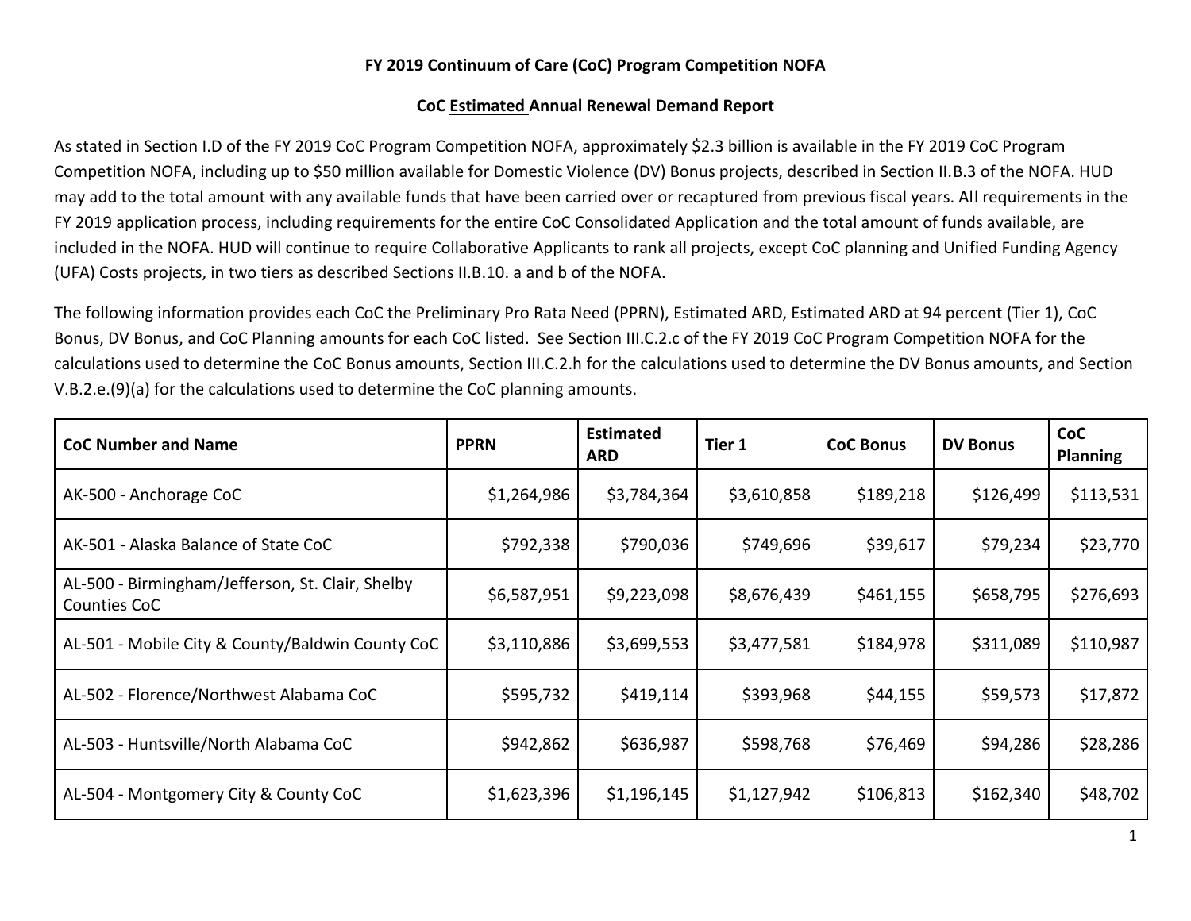**FY 2019 Continuum of Care (CoC) Program Competition NOFA**

**CoC Estimated Annual Renewal Demand Report**

As stated in Section I.D of the FY 2019 CoC Program Competition NOFA, approximately $2.3 billion is available in the FY 2019 CoC Program Competition NOFA, including up to $50 million available for Domestic Violence (DV) Bonus projects, described in Section II.B.3 of the NOFA. HUD may add to the total amount with any available funds that have been carried over or recaptured from previous fiscal years. All requirements in the FY 2019 application process, including requirements for the entire CoC Consolidated Application and the total amount of funds available, are included in the NOFA. HUD will continue to require Collaborative Applicants to rank all projects, except CoC planning and Unified Funding Agency (UFA) Costs projects, in two tiers as described Sections II.B.10. a and b of the NOFA.

The following information provides each CoC the Preliminary Pro Rata Need (PPRN), Estimated ARD, Estimated ARD at 94 percent (Tier 1), CoC Bonus, DV Bonus, and CoC Planning amounts for each CoC listed. See Section III.C.2.c of the FY 2019 CoC Program Competition NOFA for the calculations used to determine the CoC Bonus amounts, Section III.C.2.h for the calculations used to determine the DV Bonus amounts, and Section V.B.2.e.(9)(a) for the calculations used to determine the CoC planning amounts.

| CoC Number and Name | PPRN | Estimated ARD | Tier 1 | CoC Bonus | DV Bonus | CoC Planning |
|---|---|---|---|---|---|---|
| AK-500 - Anchorage CoC | $1,264,986 | $3,784,364 | $3,610,858 | $189,218 | $126,499 | $113,531 |
| AK-501 - Alaska Balance of State CoC | $792,338 | $790,036 | $749,696 | $39,617 | $79,234 | $23,770 |
| AL-500 - Birmingham/Jefferson, St. Clair, Shelby Counties CoC | $6,587,951 | $9,223,098 | $8,676,439 | $461,155 | $658,795 | $276,693 |
| AL-501 - Mobile City & County/Baldwin County CoC | $3,110,886 | $3,699,553 | $3,477,581 | $184,978 | $311,089 | $110,987 |
| AL-502 - Florence/Northwest Alabama CoC | $595,732 | $419,114 | $393,968 | $44,155 | $59,573 | $17,872 |
| AL-503 - Huntsville/North Alabama CoC | $942,862 | $636,987 | $598,768 | $76,469 | $94,286 | $28,286 |
| AL-504 - Montgomery City & County CoC | $1,623,396 | $1,196,145 | $1,127,942 | $106,813 | $162,340 | $48,702 |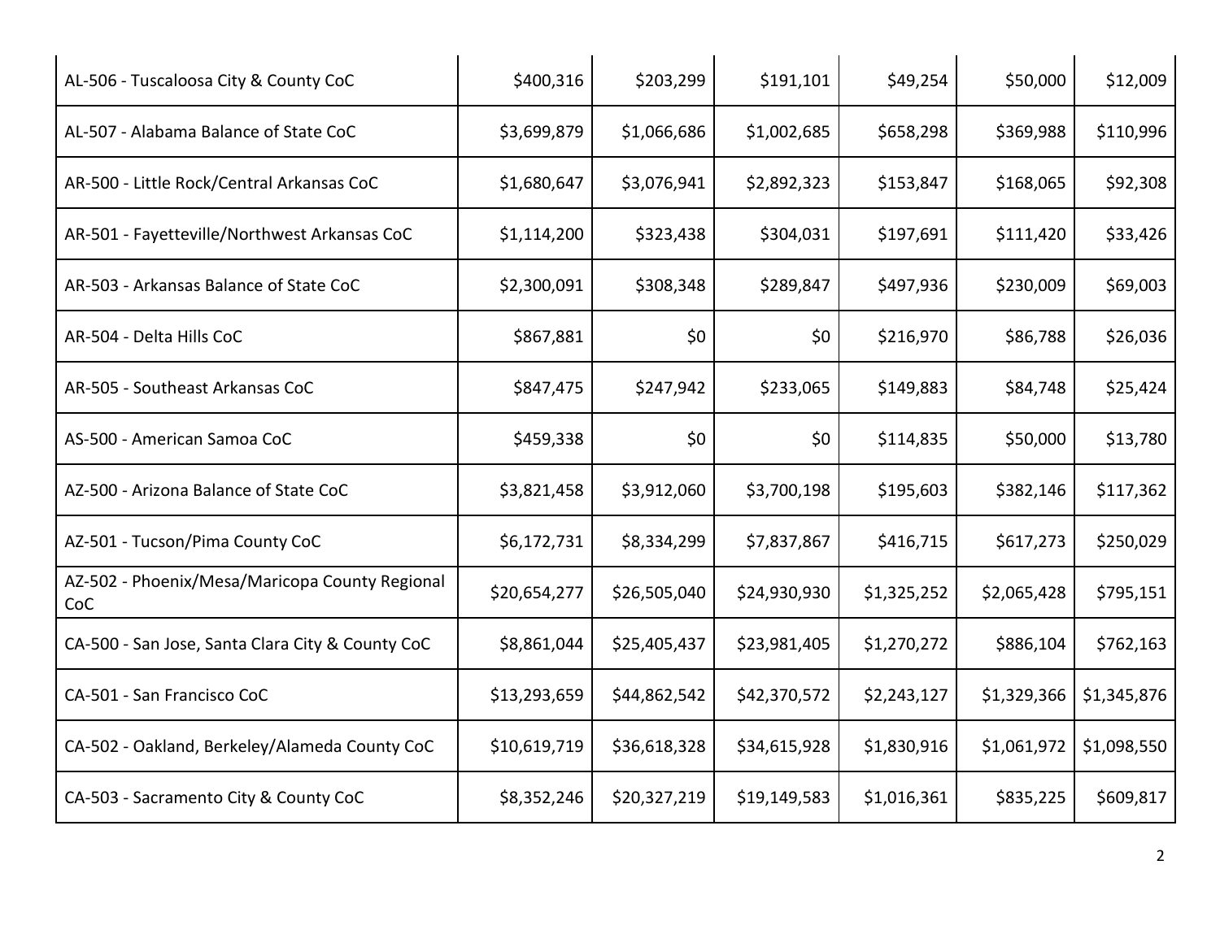| | | | | | | |
|---|---|---|---|---|---|---|
| AL-506 - Tuscaloosa City & County CoC | $400,316 | $203,299 | $191,101 | $49,254 | $50,000 | $12,009 |
| AL-507 - Alabama Balance of State CoC | $3,699,879 | $1,066,686 | $1,002,685 | $658,298 | $369,988 | $110,996 |
| AR-500 - Little Rock/Central Arkansas CoC | $1,680,647 | $3,076,941 | $2,892,323 | $153,847 | $168,065 | $92,308 |
| AR-501 - Fayetteville/Northwest Arkansas CoC | $1,114,200 | $323,438 | $304,031 | $197,691 | $111,420 | $33,426 |
| AR-503 - Arkansas Balance of State CoC | $2,300,091 | $308,348 | $289,847 | $497,936 | $230,009 | $69,003 |
| AR-504 - Delta Hills CoC | $867,881 | $0 | $0 | $216,970 | $86,788 | $26,036 |
| AR-505 - Southeast Arkansas CoC | $847,475 | $247,942 | $233,065 | $149,883 | $84,748 | $25,424 |
| AS-500 - American Samoa CoC | $459,338 | $0 | $0 | $114,835 | $50,000 | $13,780 |
| AZ-500 - Arizona Balance of State CoC | $3,821,458 | $3,912,060 | $3,700,198 | $195,603 | $382,146 | $117,362 |
| AZ-501 - Tucson/Pima County CoC | $6,172,731 | $8,334,299 | $7,837,867 | $416,715 | $617,273 | $250,029 |
| AZ-502 - Phoenix/Mesa/Maricopa County Regional CoC | $20,654,277 | $26,505,040 | $24,930,930 | $1,325,252 | $2,065,428 | $795,151 |
| CA-500 - San Jose, Santa Clara City & County CoC | $8,861,044 | $25,405,437 | $23,981,405 | $1,270,272 | $886,104 | $762,163 |
| CA-501 - San Francisco CoC | $13,293,659 | $44,862,542 | $42,370,572 | $2,243,127 | $1,329,366 | $1,345,876 |
| CA-502 - Oakland, Berkeley/Alameda County CoC | $10,619,719 | $36,618,328 | $34,615,928 | $1,830,916 | $1,061,972 | $1,098,550 |
| CA-503 - Sacramento City & County CoC | $8,352,246 | $20,327,219 | $19,149,583 | $1,016,361 | $835,225 | $609,817 |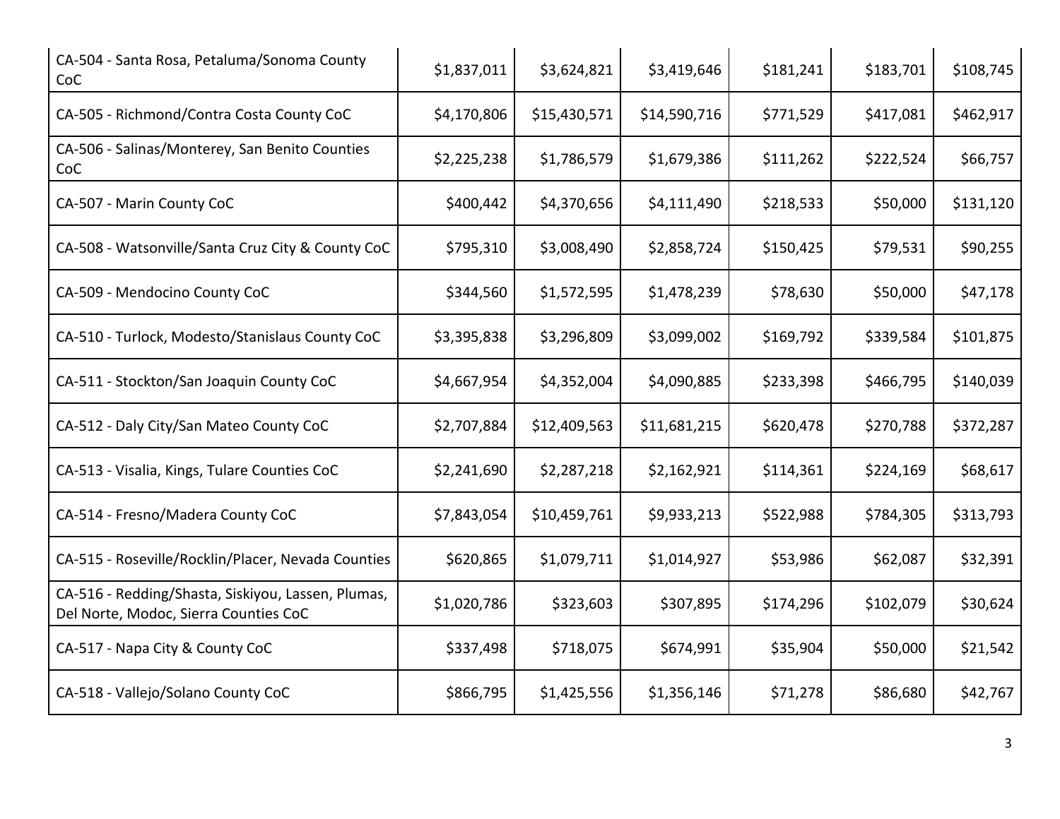| | | | | | | |
|---|---|---|---|---|---|---|
| CA-504 - Santa Rosa, Petaluma/Sonoma County CoC | $1,837,011 | $3,624,821 | $3,419,646 | $181,241 | $183,701 | $108,745 |
| CA-505 - Richmond/Contra Costa County CoC | $4,170,806 | $15,430,571 | $14,590,716 | $771,529 | $417,081 | $462,917 |
| CA-506 - Salinas/Monterey, San Benito Counties CoC | $2,225,238 | $1,786,579 | $1,679,386 | $111,262 | $222,524 | $66,757 |
| CA-507 - Marin County CoC | $400,442 | $4,370,656 | $4,111,490 | $218,533 | $50,000 | $131,120 |
| CA-508 - Watsonville/Santa Cruz City & County CoC | $795,310 | $3,008,490 | $2,858,724 | $150,425 | $79,531 | $90,255 |
| CA-509 - Mendocino County CoC | $344,560 | $1,572,595 | $1,478,239 | $78,630 | $50,000 | $47,178 |
| CA-510 - Turlock, Modesto/Stanislaus County CoC | $3,395,838 | $3,296,809 | $3,099,002 | $169,792 | $339,584 | $101,875 |
| CA-511 - Stockton/San Joaquin County CoC | $4,667,954 | $4,352,004 | $4,090,885 | $233,398 | $466,795 | $140,039 |
| CA-512 - Daly City/San Mateo County CoC | $2,707,884 | $12,409,563 | $11,681,215 | $620,478 | $270,788 | $372,287 |
| CA-513 - Visalia, Kings, Tulare Counties CoC | $2,241,690 | $2,287,218 | $2,162,921 | $114,361 | $224,169 | $68,617 |
| CA-514 - Fresno/Madera County CoC | $7,843,054 | $10,459,761 | $9,933,213 | $522,988 | $784,305 | $313,793 |
| CA-515 - Roseville/Rocklin/Placer, Nevada Counties | $620,865 | $1,079,711 | $1,014,927 | $53,986 | $62,087 | $32,391 |
| CA-516 - Redding/Shasta, Siskiyou, Lassen, Plumas, Del Norte, Modoc, Sierra Counties CoC | $1,020,786 | $323,603 | $307,895 | $174,296 | $102,079 | $30,624 |
| CA-517 - Napa City & County CoC | $337,498 | $718,075 | $674,991 | $35,904 | $50,000 | $21,542 |
| CA-518 - Vallejo/Solano County CoC | $866,795 | $1,425,556 | $1,356,146 | $71,278 | $86,680 | $42,767 |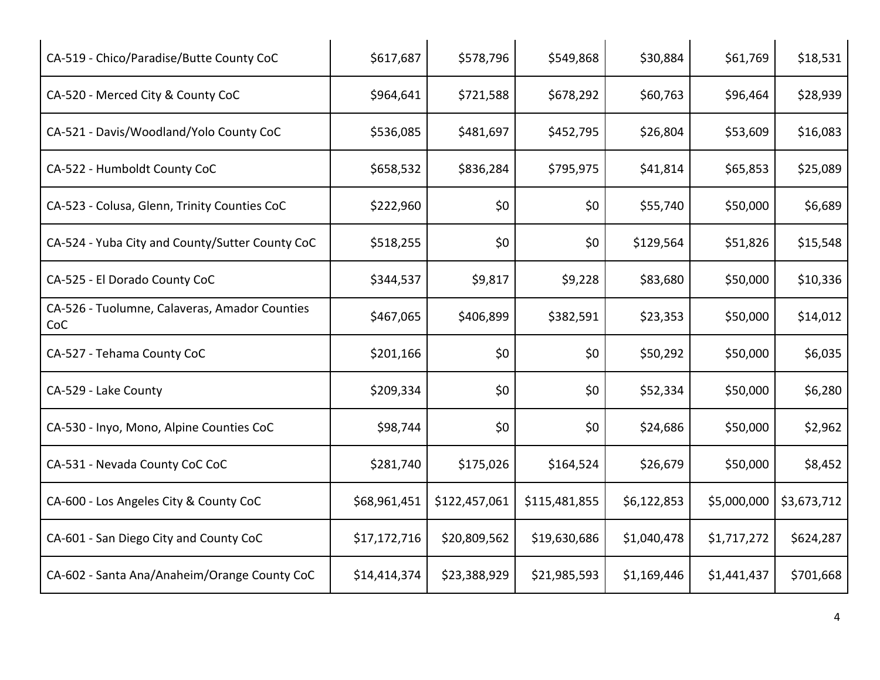| | | | | | | |
|---|---|---|---|---|---|---|
| CA-519 - Chico/Paradise/Butte County CoC | $617,687 | $578,796 | $549,868 | $30,884 | $61,769 | $18,531 |
| CA-520 - Merced City & County CoC | $964,641 | $721,588 | $678,292 | $60,763 | $96,464 | $28,939 |
| CA-521 - Davis/Woodland/Yolo County CoC | $536,085 | $481,697 | $452,795 | $26,804 | $53,609 | $16,083 |
| CA-522 - Humboldt County CoC | $658,532 | $836,284 | $795,975 | $41,814 | $65,853 | $25,089 |
| CA-523 - Colusa, Glenn, Trinity Counties CoC | $222,960 | $0 | $0 | $55,740 | $50,000 | $6,689 |
| CA-524 - Yuba City and County/Sutter County CoC | $518,255 | $0 | $0 | $129,564 | $51,826 | $15,548 |
| CA-525 - El Dorado County CoC | $344,537 | $9,817 | $9,228 | $83,680 | $50,000 | $10,336 |
| CA-526 - Tuolumne, Calaveras, Amador Counties CoC | $467,065 | $406,899 | $382,591 | $23,353 | $50,000 | $14,012 |
| CA-527 - Tehama County CoC | $201,166 | $0 | $0 | $50,292 | $50,000 | $6,035 |
| CA-529 - Lake County | $209,334 | $0 | $0 | $52,334 | $50,000 | $6,280 |
| CA-530 - Inyo, Mono, Alpine Counties CoC | $98,744 | $0 | $0 | $24,686 | $50,000 | $2,962 |
| CA-531 - Nevada County CoC CoC | $281,740 | $175,026 | $164,524 | $26,679 | $50,000 | $8,452 |
| CA-600 - Los Angeles City & County CoC | $68,961,451 | $122,457,061 | $115,481,855 | $6,122,853 | $5,000,000 | $3,673,712 |
| CA-601 - San Diego City and County CoC | $17,172,716 | $20,809,562 | $19,630,686 | $1,040,478 | $1,717,272 | $624,287 |
| CA-602 - Santa Ana/Anaheim/Orange County CoC | $14,414,374 | $23,388,929 | $21,985,593 | $1,169,446 | $1,441,437 | $701,668 |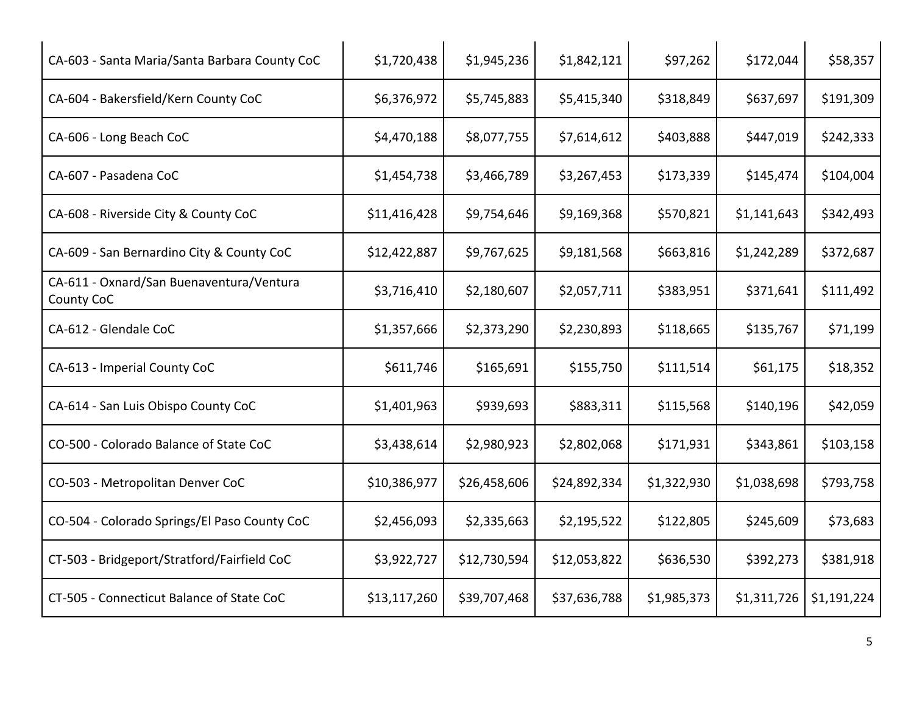| | | | | | | |
|---|---|---|---|---|---|---|
| CA-603 - Santa Maria/Santa Barbara County CoC | $1,720,438 | $1,945,236 | $1,842,121 | $97,262 | $172,044 | $58,357 |
| CA-604 - Bakersfield/Kern County CoC | $6,376,972 | $5,745,883 | $5,415,340 | $318,849 | $637,697 | $191,309 |
| CA-606 - Long Beach CoC | $4,470,188 | $8,077,755 | $7,614,612 | $403,888 | $447,019 | $242,333 |
| CA-607 - Pasadena CoC | $1,454,738 | $3,466,789 | $3,267,453 | $173,339 | $145,474 | $104,004 |
| CA-608 - Riverside City & County CoC | $11,416,428 | $9,754,646 | $9,169,368 | $570,821 | $1,141,643 | $342,493 |
| CA-609 - San Bernardino City & County CoC | $12,422,887 | $9,767,625 | $9,181,568 | $663,816 | $1,242,289 | $372,687 |
| CA-611 - Oxnard/San Buenaventura/Ventura County CoC | $3,716,410 | $2,180,607 | $2,057,711 | $383,951 | $371,641 | $111,492 |
| CA-612 - Glendale CoC | $1,357,666 | $2,373,290 | $2,230,893 | $118,665 | $135,767 | $71,199 |
| CA-613 - Imperial County CoC | $611,746 | $165,691 | $155,750 | $111,514 | $61,175 | $18,352 |
| CA-614 - San Luis Obispo County CoC | $1,401,963 | $939,693 | $883,311 | $115,568 | $140,196 | $42,059 |
| CO-500 - Colorado Balance of State CoC | $3,438,614 | $2,980,923 | $2,802,068 | $171,931 | $343,861 | $103,158 |
| CO-503 - Metropolitan Denver CoC | $10,386,977 | $26,458,606 | $24,892,334 | $1,322,930 | $1,038,698 | $793,758 |
| CO-504 - Colorado Springs/El Paso County CoC | $2,456,093 | $2,335,663 | $2,195,522 | $122,805 | $245,609 | $73,683 |
| CT-503 - Bridgeport/Stratford/Fairfield CoC | $3,922,727 | $12,730,594 | $12,053,822 | $636,530 | $392,273 | $381,918 |
| CT-505 - Connecticut Balance of State CoC | $13,117,260 | $39,707,468 | $37,636,788 | $1,985,373 | $1,311,726 | $1,191,224 |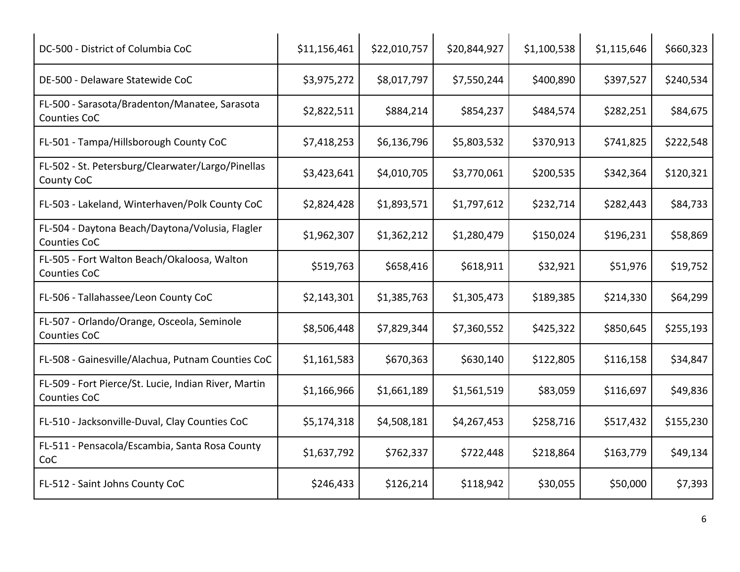| | | | | | | |
|---|---|---|---|---|---|---|
| DC-500 - District of Columbia CoC | $11,156,461 | $22,010,757 | $20,844,927 | $1,100,538 | $1,115,646 | $660,323 |
| DE-500 - Delaware Statewide CoC | $3,975,272 | $8,017,797 | $7,550,244 | $400,890 | $397,527 | $240,534 |
| FL-500 - Sarasota/Bradenton/Manatee, Sarasota Counties CoC | $2,822,511 | $884,214 | $854,237 | $484,574 | $282,251 | $84,675 |
| FL-501 - Tampa/Hillsborough County CoC | $7,418,253 | $6,136,796 | $5,803,532 | $370,913 | $741,825 | $222,548 |
| FL-502 - St. Petersburg/Clearwater/Largo/Pinellas County CoC | $3,423,641 | $4,010,705 | $3,770,061 | $200,535 | $342,364 | $120,321 |
| FL-503 - Lakeland, Winterhaven/Polk County CoC | $2,824,428 | $1,893,571 | $1,797,612 | $232,714 | $282,443 | $84,733 |
| FL-504 - Daytona Beach/Daytona/Volusia, Flagler Counties CoC | $1,962,307 | $1,362,212 | $1,280,479 | $150,024 | $196,231 | $58,869 |
| FL-505 - Fort Walton Beach/Okaloosa, Walton Counties CoC | $519,763 | $658,416 | $618,911 | $32,921 | $51,976 | $19,752 |
| FL-506 - Tallahassee/Leon County CoC | $2,143,301 | $1,385,763 | $1,305,473 | $189,385 | $214,330 | $64,299 |
| FL-507 - Orlando/Orange, Osceola, Seminole Counties CoC | $8,506,448 | $7,829,344 | $7,360,552 | $425,322 | $850,645 | $255,193 |
| FL-508 - Gainesville/Alachua, Putnam Counties CoC | $1,161,583 | $670,363 | $630,140 | $122,805 | $116,158 | $34,847 |
| FL-509 - Fort Pierce/St. Lucie, Indian River, Martin Counties CoC | $1,166,966 | $1,661,189 | $1,561,519 | $83,059 | $116,697 | $49,836 |
| FL-510 - Jacksonville-Duval, Clay Counties CoC | $5,174,318 | $4,508,181 | $4,267,453 | $258,716 | $517,432 | $155,230 |
| FL-511 - Pensacola/Escambia, Santa Rosa County CoC | $1,637,792 | $762,337 | $722,448 | $218,864 | $163,779 | $49,134 |
| FL-512 - Saint Johns County CoC | $246,433 | $126,214 | $118,942 | $30,055 | $50,000 | $7,393 |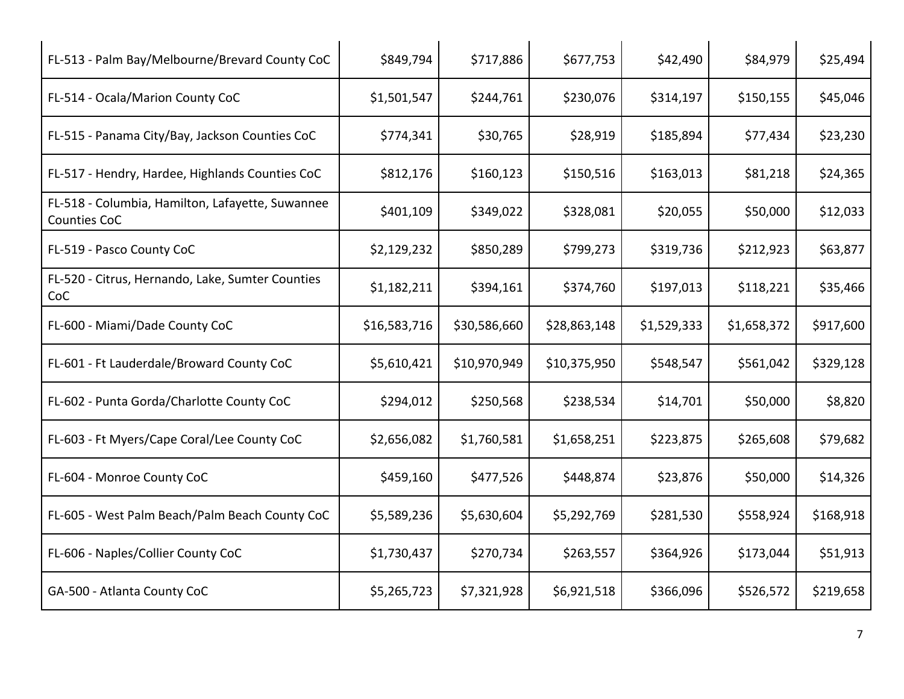| | | | | | | |
|---|---|---|---|---|---|---|
| FL-513 - Palm Bay/Melbourne/Brevard County CoC | $849,794 | $717,886 | $677,753 | $42,490 | $84,979 | $25,494 |
| FL-514 - Ocala/Marion County CoC | $1,501,547 | $244,761 | $230,076 | $314,197 | $150,155 | $45,046 |
| FL-515 - Panama City/Bay, Jackson Counties CoC | $774,341 | $30,765 | $28,919 | $185,894 | $77,434 | $23,230 |
| FL-517 - Hendry, Hardee, Highlands Counties CoC | $812,176 | $160,123 | $150,516 | $163,013 | $81,218 | $24,365 |
| FL-518 - Columbia, Hamilton, Lafayette, Suwannee Counties CoC | $401,109 | $349,022 | $328,081 | $20,055 | $50,000 | $12,033 |
| FL-519 - Pasco County CoC | $2,129,232 | $850,289 | $799,273 | $319,736 | $212,923 | $63,877 |
| FL-520 - Citrus, Hernando, Lake, Sumter Counties CoC | $1,182,211 | $394,161 | $374,760 | $197,013 | $118,221 | $35,466 |
| FL-600 - Miami/Dade County CoC | $16,583,716 | $30,586,660 | $28,863,148 | $1,529,333 | $1,658,372 | $917,600 |
| FL-601 - Ft Lauderdale/Broward County CoC | $5,610,421 | $10,970,949 | $10,375,950 | $548,547 | $561,042 | $329,128 |
| FL-602 - Punta Gorda/Charlotte County CoC | $294,012 | $250,568 | $238,534 | $14,701 | $50,000 | $8,820 |
| FL-603 - Ft Myers/Cape Coral/Lee County CoC | $2,656,082 | $1,760,581 | $1,658,251 | $223,875 | $265,608 | $79,682 |
| FL-604 - Monroe County CoC | $459,160 | $477,526 | $448,874 | $23,876 | $50,000 | $14,326 |
| FL-605 - West Palm Beach/Palm Beach County CoC | $5,589,236 | $5,630,604 | $5,292,769 | $281,530 | $558,924 | $168,918 |
| FL-606 - Naples/Collier County CoC | $1,730,437 | $270,734 | $263,557 | $364,926 | $173,044 | $51,913 |
| GA-500 - Atlanta County CoC | $5,265,723 | $7,321,928 | $6,921,518 | $366,096 | $526,572 | $219,658 |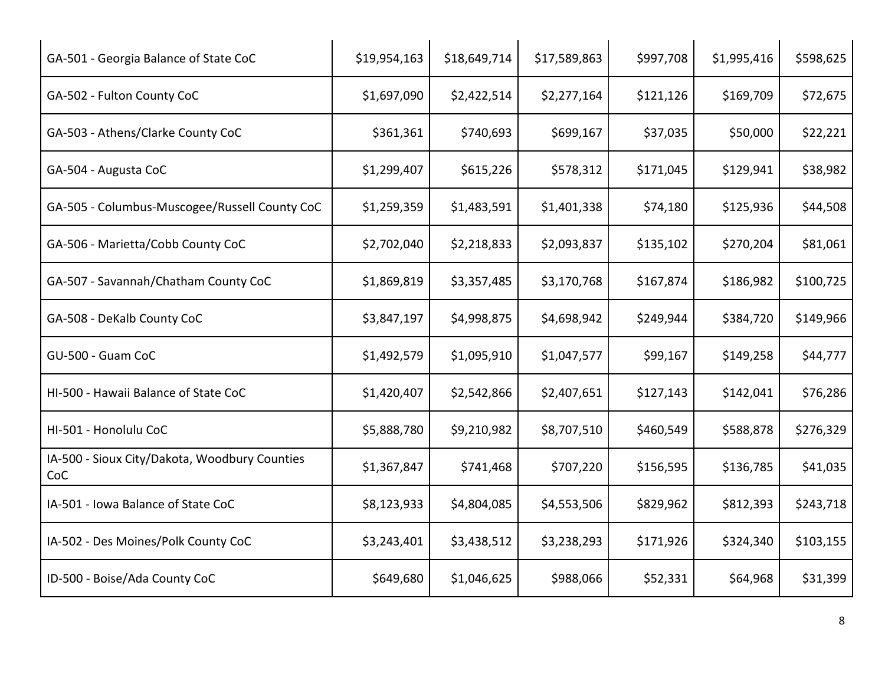| | | | | | | |
|---|---|---|---|---|---|---|
| GA-501 - Georgia Balance of State CoC | $19,954,163 | $18,649,714 | $17,589,863 | $997,708 | $1,995,416 | $598,625 |
| GA-502 - Fulton County CoC | $1,697,090 | $2,422,514 | $2,277,164 | $121,126 | $169,709 | $72,675 |
| GA-503 - Athens/Clarke County CoC | $361,361 | $740,693 | $699,167 | $37,035 | $50,000 | $22,221 |
| GA-504 - Augusta CoC | $1,299,407 | $615,226 | $578,312 | $171,045 | $129,941 | $38,982 |
| GA-505 - Columbus-Muscogee/Russell County CoC | $1,259,359 | $1,483,591 | $1,401,338 | $74,180 | $125,936 | $44,508 |
| GA-506 - Marietta/Cobb County CoC | $2,702,040 | $2,218,833 | $2,093,837 | $135,102 | $270,204 | $81,061 |
| GA-507 - Savannah/Chatham County CoC | $1,869,819 | $3,357,485 | $3,170,768 | $167,874 | $186,982 | $100,725 |
| GA-508 - DeKalb County CoC | $3,847,197 | $4,998,875 | $4,698,942 | $249,944 | $384,720 | $149,966 |
| GU-500 - Guam CoC | $1,492,579 | $1,095,910 | $1,047,577 | $99,167 | $149,258 | $44,777 |
| HI-500 - Hawaii Balance of State CoC | $1,420,407 | $2,542,866 | $2,407,651 | $127,143 | $142,041 | $76,286 |
| HI-501 - Honolulu CoC | $5,888,780 | $9,210,982 | $8,707,510 | $460,549 | $588,878 | $276,329 |
| IA-500 - Sioux City/Dakota, Woodbury Counties CoC | $1,367,847 | $741,468 | $707,220 | $156,595 | $136,785 | $41,035 |
| IA-501 - Iowa Balance of State CoC | $8,123,933 | $4,804,085 | $4,553,506 | $829,962 | $812,393 | $243,718 |
| IA-502 - Des Moines/Polk County CoC | $3,243,401 | $3,438,512 | $3,238,293 | $171,926 | $324,340 | $103,155 |
| ID-500 - Boise/Ada County CoC | $649,680 | $1,046,625 | $988,066 | $52,331 | $64,968 | $31,399 |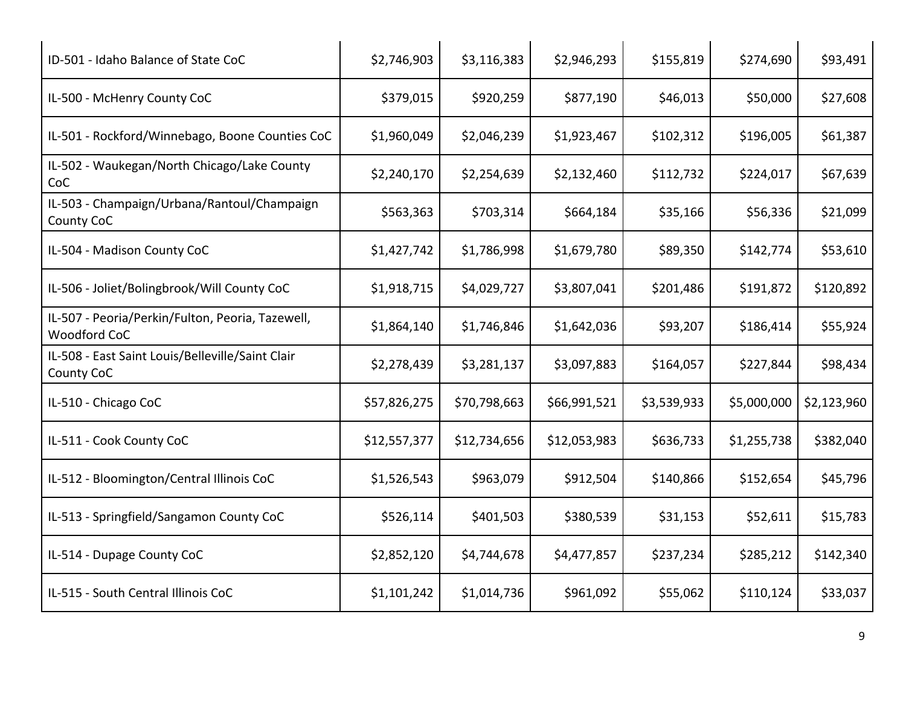| | | | | | | |
|---|---|---|---|---|---|---|
| ID-501 - Idaho Balance of State CoC | $2,746,903 | $3,116,383 | $2,946,293 | $155,819 | $274,690 | $93,491 |
| IL-500 - McHenry County CoC | $379,015 | $920,259 | $877,190 | $46,013 | $50,000 | $27,608 |
| IL-501 - Rockford/Winnebago, Boone Counties CoC | $1,960,049 | $2,046,239 | $1,923,467 | $102,312 | $196,005 | $61,387 |
| IL-502 - Waukegan/North Chicago/Lake County CoC | $2,240,170 | $2,254,639 | $2,132,460 | $112,732 | $224,017 | $67,639 |
| IL-503 - Champaign/Urbana/Rantoul/Champaign County CoC | $563,363 | $703,314 | $664,184 | $35,166 | $56,336 | $21,099 |
| IL-504 - Madison County CoC | $1,427,742 | $1,786,998 | $1,679,780 | $89,350 | $142,774 | $53,610 |
| IL-506 - Joliet/Bolingbrook/Will County CoC | $1,918,715 | $4,029,727 | $3,807,041 | $201,486 | $191,872 | $120,892 |
| IL-507 - Peoria/Perkin/Fulton, Peoria, Tazewell, Woodford CoC | $1,864,140 | $1,746,846 | $1,642,036 | $93,207 | $186,414 | $55,924 |
| IL-508 - East Saint Louis/Belleville/Saint Clair County CoC | $2,278,439 | $3,281,137 | $3,097,883 | $164,057 | $227,844 | $98,434 |
| IL-510 - Chicago CoC | $57,826,275 | $70,798,663 | $66,991,521 | $3,539,933 | $5,000,000 | $2,123,960 |
| IL-511 - Cook County CoC | $12,557,377 | $12,734,656 | $12,053,983 | $636,733 | $1,255,738 | $382,040 |
| IL-512 - Bloomington/Central Illinois CoC | $1,526,543 | $963,079 | $912,504 | $140,866 | $152,654 | $45,796 |
| IL-513 - Springfield/Sangamon County CoC | $526,114 | $401,503 | $380,539 | $31,153 | $52,611 | $15,783 |
| IL-514 - Dupage County CoC | $2,852,120 | $4,744,678 | $4,477,857 | $237,234 | $285,212 | $142,340 |
| IL-515 - South Central Illinois CoC | $1,101,242 | $1,014,736 | $961,092 | $55,062 | $110,124 | $33,037 |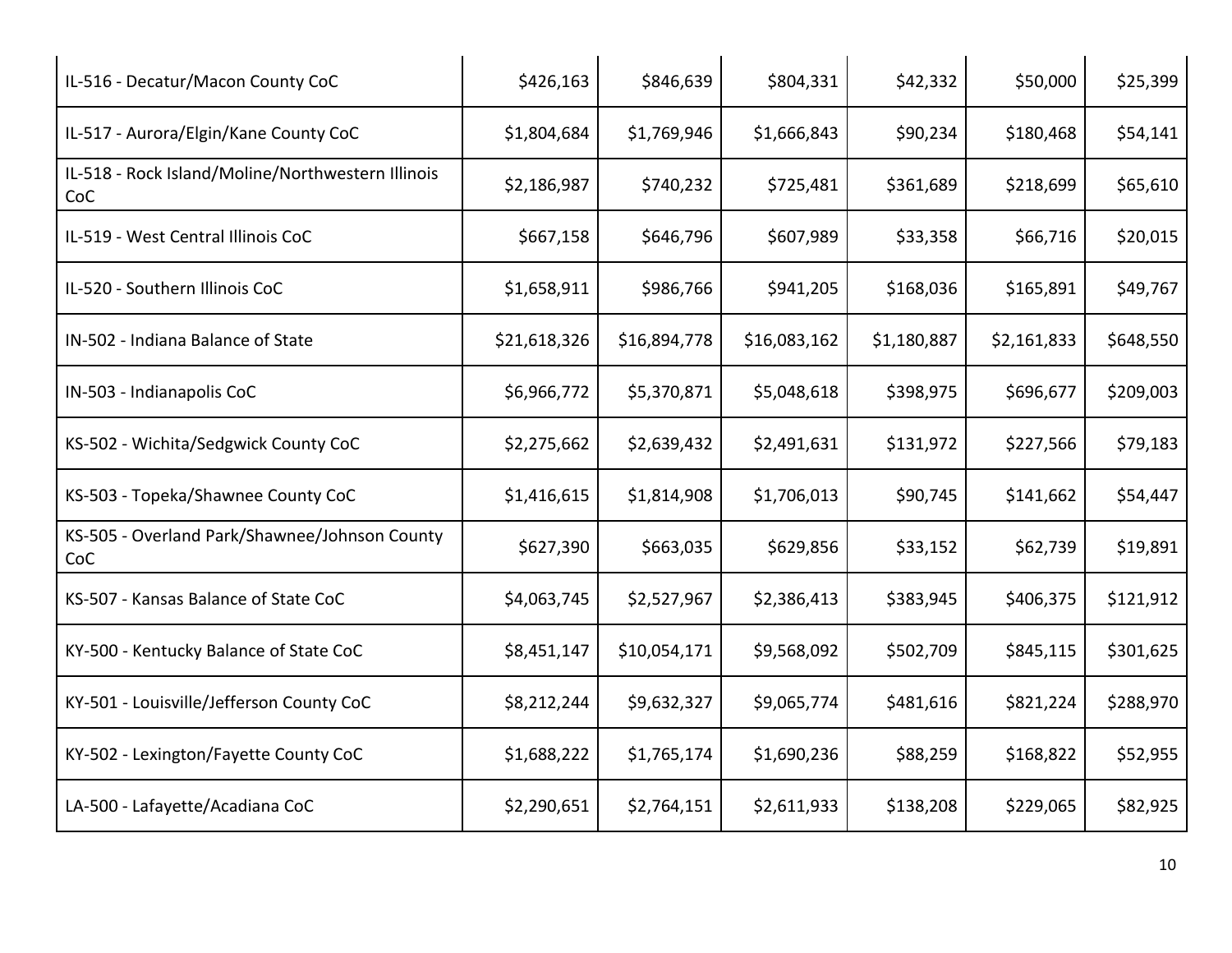| | | | | | | |
|---|---|---|---|---|---|---|
| IL-516 - Decatur/Macon County CoC | $426,163 | $846,639 | $804,331 | $42,332 | $50,000 | $25,399 |
| IL-517 - Aurora/Elgin/Kane County CoC | $1,804,684 | $1,769,946 | $1,666,843 | $90,234 | $180,468 | $54,141 |
| IL-518 - Rock Island/Moline/Northwestern Illinois CoC | $2,186,987 | $740,232 | $725,481 | $361,689 | $218,699 | $65,610 |
| IL-519 - West Central Illinois CoC | $667,158 | $646,796 | $607,989 | $33,358 | $66,716 | $20,015 |
| IL-520 - Southern Illinois CoC | $1,658,911 | $986,766 | $941,205 | $168,036 | $165,891 | $49,767 |
| IN-502 - Indiana Balance of State | $21,618,326 | $16,894,778 | $16,083,162 | $1,180,887 | $2,161,833 | $648,550 |
| IN-503 - Indianapolis CoC | $6,966,772 | $5,370,871 | $5,048,618 | $398,975 | $696,677 | $209,003 |
| KS-502 - Wichita/Sedgwick County CoC | $2,275,662 | $2,639,432 | $2,491,631 | $131,972 | $227,566 | $79,183 |
| KS-503 - Topeka/Shawnee County CoC | $1,416,615 | $1,814,908 | $1,706,013 | $90,745 | $141,662 | $54,447 |
| KS-505 - Overland Park/Shawnee/Johnson County CoC | $627,390 | $663,035 | $629,856 | $33,152 | $62,739 | $19,891 |
| KS-507 - Kansas Balance of State CoC | $4,063,745 | $2,527,967 | $2,386,413 | $383,945 | $406,375 | $121,912 |
| KY-500 - Kentucky Balance of State CoC | $8,451,147 | $10,054,171 | $9,568,092 | $502,709 | $845,115 | $301,625 |
| KY-501 - Louisville/Jefferson County CoC | $8,212,244 | $9,632,327 | $9,065,774 | $481,616 | $821,224 | $288,970 |
| KY-502 - Lexington/Fayette County CoC | $1,688,222 | $1,765,174 | $1,690,236 | $88,259 | $168,822 | $52,955 |
| LA-500 - Lafayette/Acadiana CoC | $2,290,651 | $2,764,151 | $2,611,933 | $138,208 | $229,065 | $82,925 |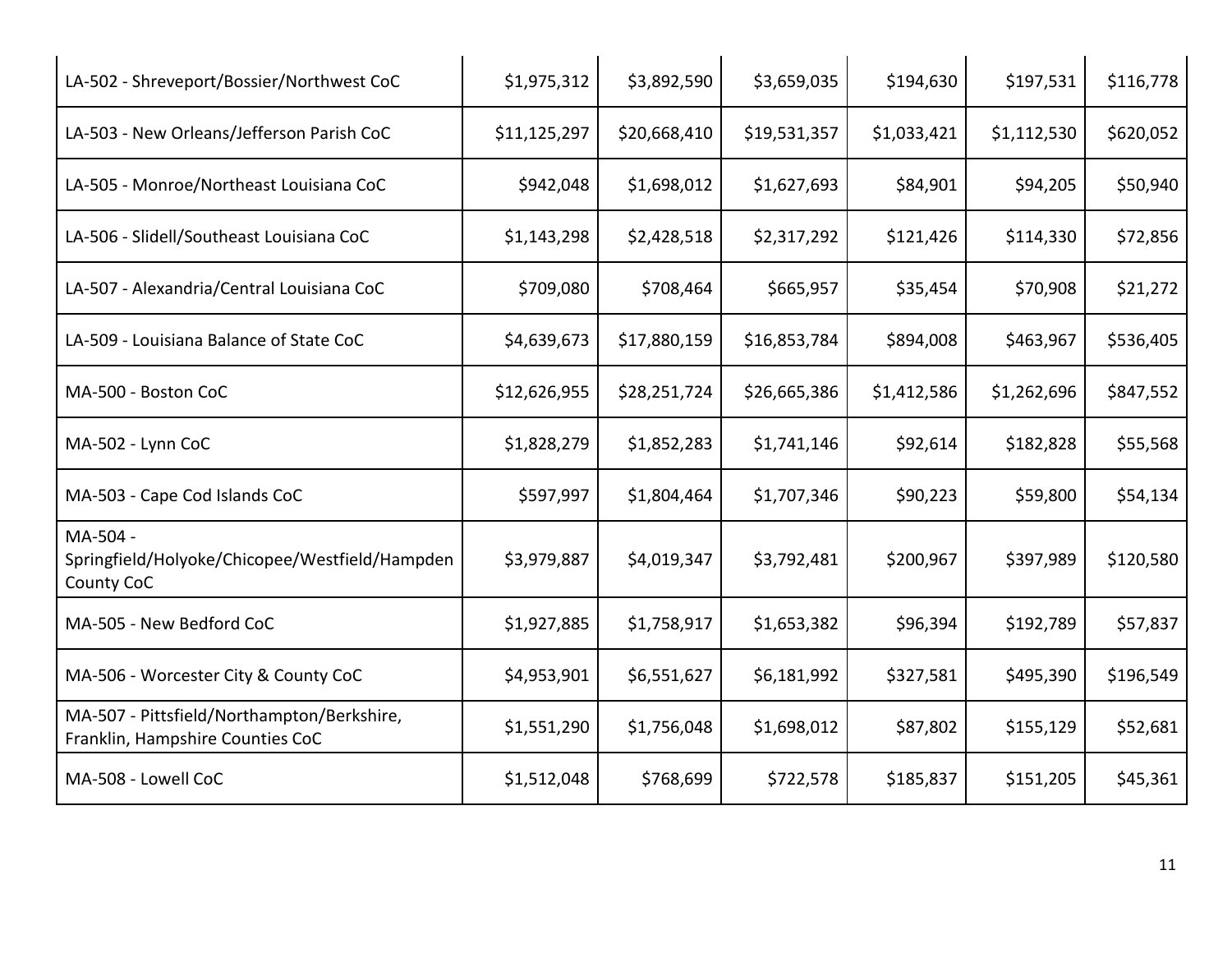| | | | | | | |
|---|---|---|---|---|---|---|
| LA-502 - Shreveport/Bossier/Northwest CoC | $1,975,312 | $3,892,590 | $3,659,035 | $194,630 | $197,531 | $116,778 |
| LA-503 - New Orleans/Jefferson Parish CoC | $11,125,297 | $20,668,410 | $19,531,357 | $1,033,421 | $1,112,530 | $620,052 |
| LA-505 - Monroe/Northeast Louisiana CoC | $942,048 | $1,698,012 | $1,627,693 | $84,901 | $94,205 | $50,940 |
| LA-506 - Slidell/Southeast Louisiana CoC | $1,143,298 | $2,428,518 | $2,317,292 | $121,426 | $114,330 | $72,856 |
| LA-507 - Alexandria/Central Louisiana CoC | $709,080 | $708,464 | $665,957 | $35,454 | $70,908 | $21,272 |
| LA-509 - Louisiana Balance of State CoC | $4,639,673 | $17,880,159 | $16,853,784 | $894,008 | $463,967 | $536,405 |
| MA-500 - Boston CoC | $12,626,955 | $28,251,724 | $26,665,386 | $1,412,586 | $1,262,696 | $847,552 |
| MA-502 - Lynn CoC | $1,828,279 | $1,852,283 | $1,741,146 | $92,614 | $182,828 | $55,568 |
| MA-503 - Cape Cod Islands CoC | $597,997 | $1,804,464 | $1,707,346 | $90,223 | $59,800 | $54,134 |
| MA-504 - Springfield/Holyoke/Chicopee/Westfield/Hampden County CoC | $3,979,887 | $4,019,347 | $3,792,481 | $200,967 | $397,989 | $120,580 |
| MA-505 - New Bedford CoC | $1,927,885 | $1,758,917 | $1,653,382 | $96,394 | $192,789 | $57,837 |
| MA-506 - Worcester City & County CoC | $4,953,901 | $6,551,627 | $6,181,992 | $327,581 | $495,390 | $196,549 |
| MA-507 - Pittsfield/Northampton/Berkshire, Franklin, Hampshire Counties CoC | $1,551,290 | $1,756,048 | $1,698,012 | $87,802 | $155,129 | $52,681 |
| MA-508 - Lowell CoC | $1,512,048 | $768,699 | $722,578 | $185,837 | $151,205 | $45,361 |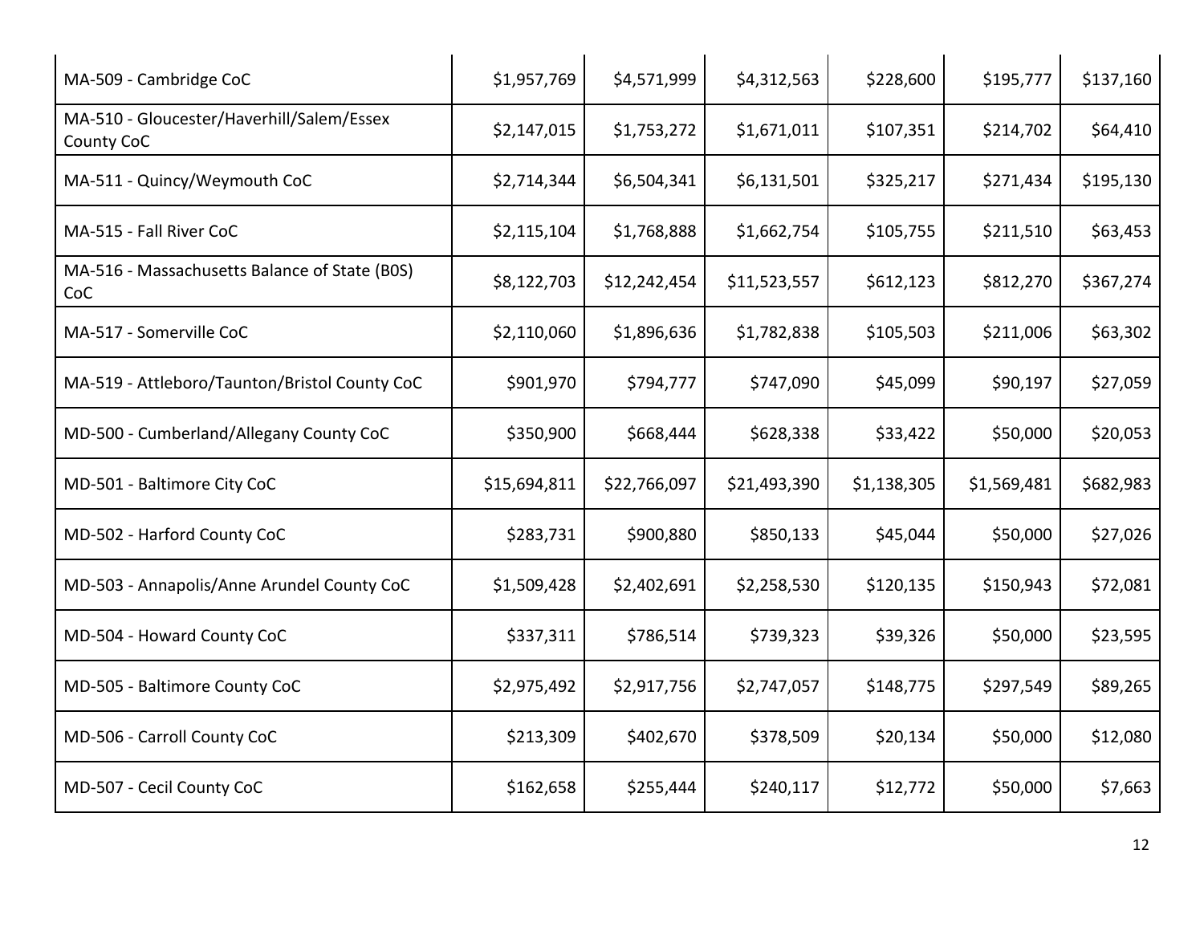| | | | | | | |
|---|---|---|---|---|---|---|
| MA-509 - Cambridge CoC | $1,957,769 | $4,571,999 | $4,312,563 | $228,600 | $195,777 | $137,160 |
| MA-510 - Gloucester/Haverhill/Salem/Essex County CoC | $2,147,015 | $1,753,272 | $1,671,011 | $107,351 | $214,702 | $64,410 |
| MA-511 - Quincy/Weymouth CoC | $2,714,344 | $6,504,341 | $6,131,501 | $325,217 | $271,434 | $195,130 |
| MA-515 - Fall River CoC | $2,115,104 | $1,768,888 | $1,662,754 | $105,755 | $211,510 | $63,453 |
| MA-516 - Massachusetts Balance of State (B0S) CoC | $8,122,703 | $12,242,454 | $11,523,557 | $612,123 | $812,270 | $367,274 |
| MA-517 - Somerville CoC | $2,110,060 | $1,896,636 | $1,782,838 | $105,503 | $211,006 | $63,302 |
| MA-519 - Attleboro/Taunton/Bristol County CoC | $901,970 | $794,777 | $747,090 | $45,099 | $90,197 | $27,059 |
| MD-500 - Cumberland/Allegany County CoC | $350,900 | $668,444 | $628,338 | $33,422 | $50,000 | $20,053 |
| MD-501 - Baltimore City CoC | $15,694,811 | $22,766,097 | $21,493,390 | $1,138,305 | $1,569,481 | $682,983 |
| MD-502 - Harford County CoC | $283,731 | $900,880 | $850,133 | $45,044 | $50,000 | $27,026 |
| MD-503 - Annapolis/Anne Arundel County CoC | $1,509,428 | $2,402,691 | $2,258,530 | $120,135 | $150,943 | $72,081 |
| MD-504 - Howard County CoC | $337,311 | $786,514 | $739,323 | $39,326 | $50,000 | $23,595 |
| MD-505 - Baltimore County CoC | $2,975,492 | $2,917,756 | $2,747,057 | $148,775 | $297,549 | $89,265 |
| MD-506 - Carroll County CoC | $213,309 | $402,670 | $378,509 | $20,134 | $50,000 | $12,080 |
| MD-507 - Cecil County CoC | $162,658 | $255,444 | $240,117 | $12,772 | $50,000 | $7,663 |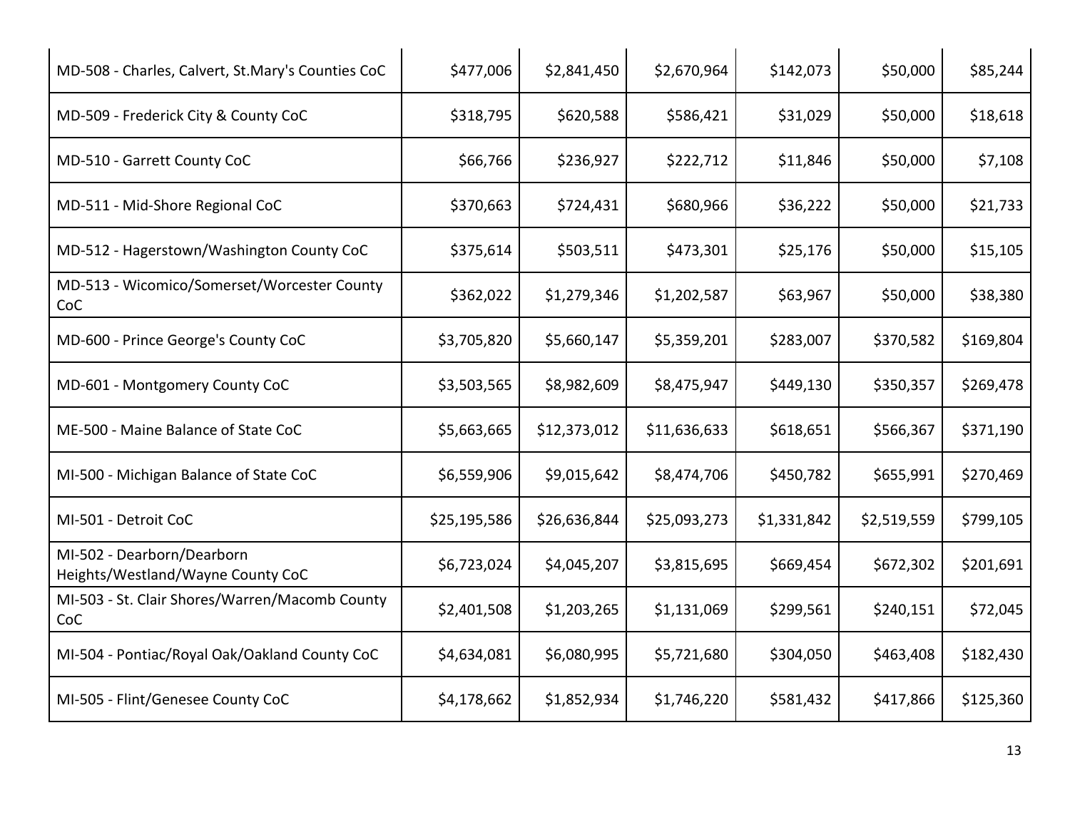| | | | | | | |
|---|---|---|---|---|---|---|
| MD-508 - Charles, Calvert, St.Mary's Counties CoC | $477,006 | $2,841,450 | $2,670,964 | $142,073 | $50,000 | $85,244 |
| MD-509 - Frederick City & County CoC | $318,795 | $620,588 | $586,421 | $31,029 | $50,000 | $18,618 |
| MD-510 - Garrett County CoC | $66,766 | $236,927 | $222,712 | $11,846 | $50,000 | $7,108 |
| MD-511 - Mid-Shore Regional CoC | $370,663 | $724,431 | $680,966 | $36,222 | $50,000 | $21,733 |
| MD-512 - Hagerstown/Washington County CoC | $375,614 | $503,511 | $473,301 | $25,176 | $50,000 | $15,105 |
| MD-513 - Wicomico/Somerset/Worcester County CoC | $362,022 | $1,279,346 | $1,202,587 | $63,967 | $50,000 | $38,380 |
| MD-600 - Prince George's County CoC | $3,705,820 | $5,660,147 | $5,359,201 | $283,007 | $370,582 | $169,804 |
| MD-601 - Montgomery County CoC | $3,503,565 | $8,982,609 | $8,475,947 | $449,130 | $350,357 | $269,478 |
| ME-500 - Maine Balance of State CoC | $5,663,665 | $12,373,012 | $11,636,633 | $618,651 | $566,367 | $371,190 |
| MI-500 - Michigan Balance of State CoC | $6,559,906 | $9,015,642 | $8,474,706 | $450,782 | $655,991 | $270,469 |
| MI-501 - Detroit CoC | $25,195,586 | $26,636,844 | $25,093,273 | $1,331,842 | $2,519,559 | $799,105 |
| MI-502 - Dearborn/Dearborn Heights/Westland/Wayne County CoC | $6,723,024 | $4,045,207 | $3,815,695 | $669,454 | $672,302 | $201,691 |
| MI-503 - St. Clair Shores/Warren/Macomb County CoC | $2,401,508 | $1,203,265 | $1,131,069 | $299,561 | $240,151 | $72,045 |
| MI-504 - Pontiac/Royal Oak/Oakland County CoC | $4,634,081 | $6,080,995 | $5,721,680 | $304,050 | $463,408 | $182,430 |
| MI-505 - Flint/Genesee County CoC | $4,178,662 | $1,852,934 | $1,746,220 | $581,432 | $417,866 | $125,360 |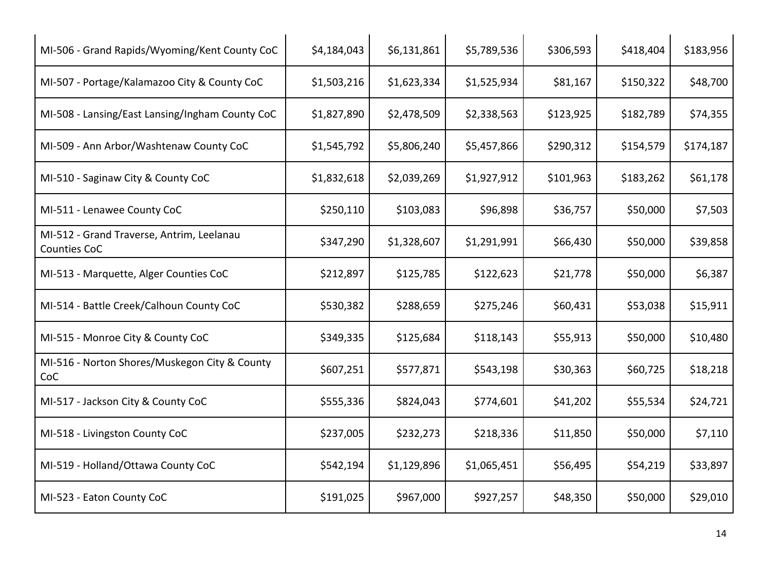| | | | | | | |
|---|---|---|---|---|---|---|
| MI-506 - Grand Rapids/Wyoming/Kent County CoC | $4,184,043 | $6,131,861 | $5,789,536 | $306,593 | $418,404 | $183,956 |
| MI-507 - Portage/Kalamazoo City & County CoC | $1,503,216 | $1,623,334 | $1,525,934 | $81,167 | $150,322 | $48,700 |
| MI-508 - Lansing/East Lansing/Ingham County CoC | $1,827,890 | $2,478,509 | $2,338,563 | $123,925 | $182,789 | $74,355 |
| MI-509 - Ann Arbor/Washtenaw County CoC | $1,545,792 | $5,806,240 | $5,457,866 | $290,312 | $154,579 | $174,187 |
| MI-510 - Saginaw City & County CoC | $1,832,618 | $2,039,269 | $1,927,912 | $101,963 | $183,262 | $61,178 |
| MI-511 - Lenawee County CoC | $250,110 | $103,083 | $96,898 | $36,757 | $50,000 | $7,503 |
| MI-512 - Grand Traverse, Antrim, Leelanau Counties CoC | $347,290 | $1,328,607 | $1,291,991 | $66,430 | $50,000 | $39,858 |
| MI-513 - Marquette, Alger Counties CoC | $212,897 | $125,785 | $122,623 | $21,778 | $50,000 | $6,387 |
| MI-514 - Battle Creek/Calhoun County CoC | $530,382 | $288,659 | $275,246 | $60,431 | $53,038 | $15,911 |
| MI-515 - Monroe City & County CoC | $349,335 | $125,684 | $118,143 | $55,913 | $50,000 | $10,480 |
| MI-516 - Norton Shores/Muskegon City & County CoC | $607,251 | $577,871 | $543,198 | $30,363 | $60,725 | $18,218 |
| MI-517 - Jackson City & County CoC | $555,336 | $824,043 | $774,601 | $41,202 | $55,534 | $24,721 |
| MI-518 - Livingston County CoC | $237,005 | $232,273 | $218,336 | $11,850 | $50,000 | $7,110 |
| MI-519 - Holland/Ottawa County CoC | $542,194 | $1,129,896 | $1,065,451 | $56,495 | $54,219 | $33,897 |
| MI-523 - Eaton County CoC | $191,025 | $967,000 | $927,257 | $48,350 | $50,000 | $29,010 |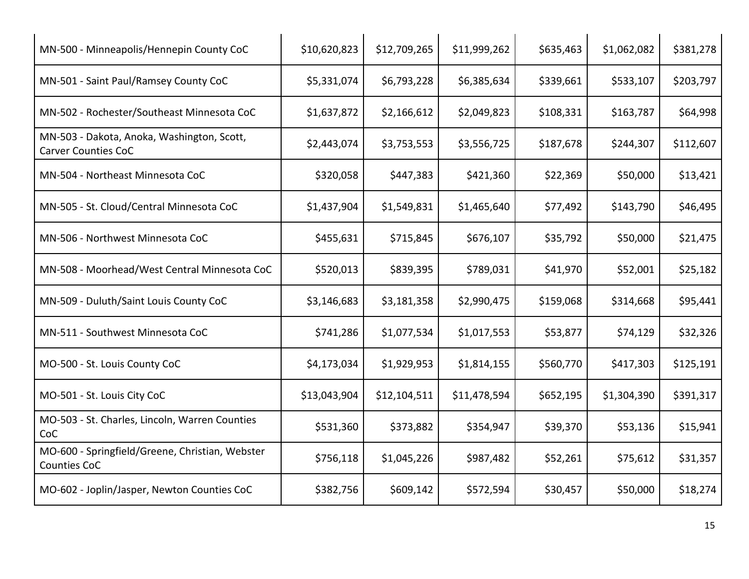| | | | | | | |
|---|---|---|---|---|---|---|
| MN-500 - Minneapolis/Hennepin County CoC | $10,620,823 | $12,709,265 | $11,999,262 | $635,463 | $1,062,082 | $381,278 |
| MN-501 - Saint Paul/Ramsey County CoC | $5,331,074 | $6,793,228 | $6,385,634 | $339,661 | $533,107 | $203,797 |
| MN-502 - Rochester/Southeast Minnesota CoC | $1,637,872 | $2,166,612 | $2,049,823 | $108,331 | $163,787 | $64,998 |
| MN-503 - Dakota, Anoka, Washington, Scott, Carver Counties CoC | $2,443,074 | $3,753,553 | $3,556,725 | $187,678 | $244,307 | $112,607 |
| MN-504 - Northeast Minnesota CoC | $320,058 | $447,383 | $421,360 | $22,369 | $50,000 | $13,421 |
| MN-505 - St. Cloud/Central Minnesota CoC | $1,437,904 | $1,549,831 | $1,465,640 | $77,492 | $143,790 | $46,495 |
| MN-506 - Northwest Minnesota CoC | $455,631 | $715,845 | $676,107 | $35,792 | $50,000 | $21,475 |
| MN-508 - Moorhead/West Central Minnesota CoC | $520,013 | $839,395 | $789,031 | $41,970 | $52,001 | $25,182 |
| MN-509 - Duluth/Saint Louis County CoC | $3,146,683 | $3,181,358 | $2,990,475 | $159,068 | $314,668 | $95,441 |
| MN-511 - Southwest Minnesota CoC | $741,286 | $1,077,534 | $1,017,553 | $53,877 | $74,129 | $32,326 |
| MO-500 - St. Louis County CoC | $4,173,034 | $1,929,953 | $1,814,155 | $560,770 | $417,303 | $125,191 |
| MO-501 - St. Louis City CoC | $13,043,904 | $12,104,511 | $11,478,594 | $652,195 | $1,304,390 | $391,317 |
| MO-503 - St. Charles, Lincoln, Warren Counties CoC | $531,360 | $373,882 | $354,947 | $39,370 | $53,136 | $15,941 |
| MO-600 - Springfield/Greene, Christian, Webster Counties CoC | $756,118 | $1,045,226 | $987,482 | $52,261 | $75,612 | $31,357 |
| MO-602 - Joplin/Jasper, Newton Counties CoC | $382,756 | $609,142 | $572,594 | $30,457 | $50,000 | $18,274 |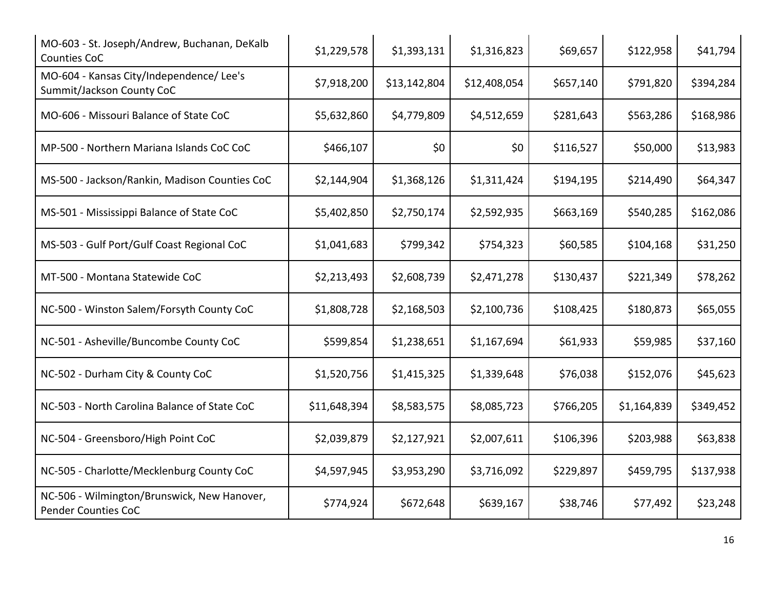| | | | | | | |
|---|---|---|---|---|---|---|
| MO-603 - St. Joseph/Andrew, Buchanan, DeKalb Counties CoC | $1,229,578 | $1,393,131 | $1,316,823 | $69,657 | $122,958 | $41,794 |
| MO-604 - Kansas City/Independence/ Lee's Summit/Jackson County CoC | $7,918,200 | $13,142,804 | $12,408,054 | $657,140 | $791,820 | $394,284 |
| MO-606 - Missouri Balance of State CoC | $5,632,860 | $4,779,809 | $4,512,659 | $281,643 | $563,286 | $168,986 |
| MP-500 - Northern Mariana Islands CoC CoC | $466,107 | $0 | $0 | $116,527 | $50,000 | $13,983 |
| MS-500 - Jackson/Rankin, Madison Counties CoC | $2,144,904 | $1,368,126 | $1,311,424 | $194,195 | $214,490 | $64,347 |
| MS-501 - Mississippi Balance of State CoC | $5,402,850 | $2,750,174 | $2,592,935 | $663,169 | $540,285 | $162,086 |
| MS-503 - Gulf Port/Gulf Coast Regional CoC | $1,041,683 | $799,342 | $754,323 | $60,585 | $104,168 | $31,250 |
| MT-500 - Montana Statewide CoC | $2,213,493 | $2,608,739 | $2,471,278 | $130,437 | $221,349 | $78,262 |
| NC-500 - Winston Salem/Forsyth County CoC | $1,808,728 | $2,168,503 | $2,100,736 | $108,425 | $180,873 | $65,055 |
| NC-501 - Asheville/Buncombe County CoC | $599,854 | $1,238,651 | $1,167,694 | $61,933 | $59,985 | $37,160 |
| NC-502 - Durham City & County CoC | $1,520,756 | $1,415,325 | $1,339,648 | $76,038 | $152,076 | $45,623 |
| NC-503 - North Carolina Balance of State CoC | $11,648,394 | $8,583,575 | $8,085,723 | $766,205 | $1,164,839 | $349,452 |
| NC-504 - Greensboro/High Point CoC | $2,039,879 | $2,127,921 | $2,007,611 | $106,396 | $203,988 | $63,838 |
| NC-505 - Charlotte/Mecklenburg County CoC | $4,597,945 | $3,953,290 | $3,716,092 | $229,897 | $459,795 | $137,938 |
| NC-506 - Wilmington/Brunswick, New Hanover, Pender Counties CoC | $774,924 | $672,648 | $639,167 | $38,746 | $77,492 | $23,248 |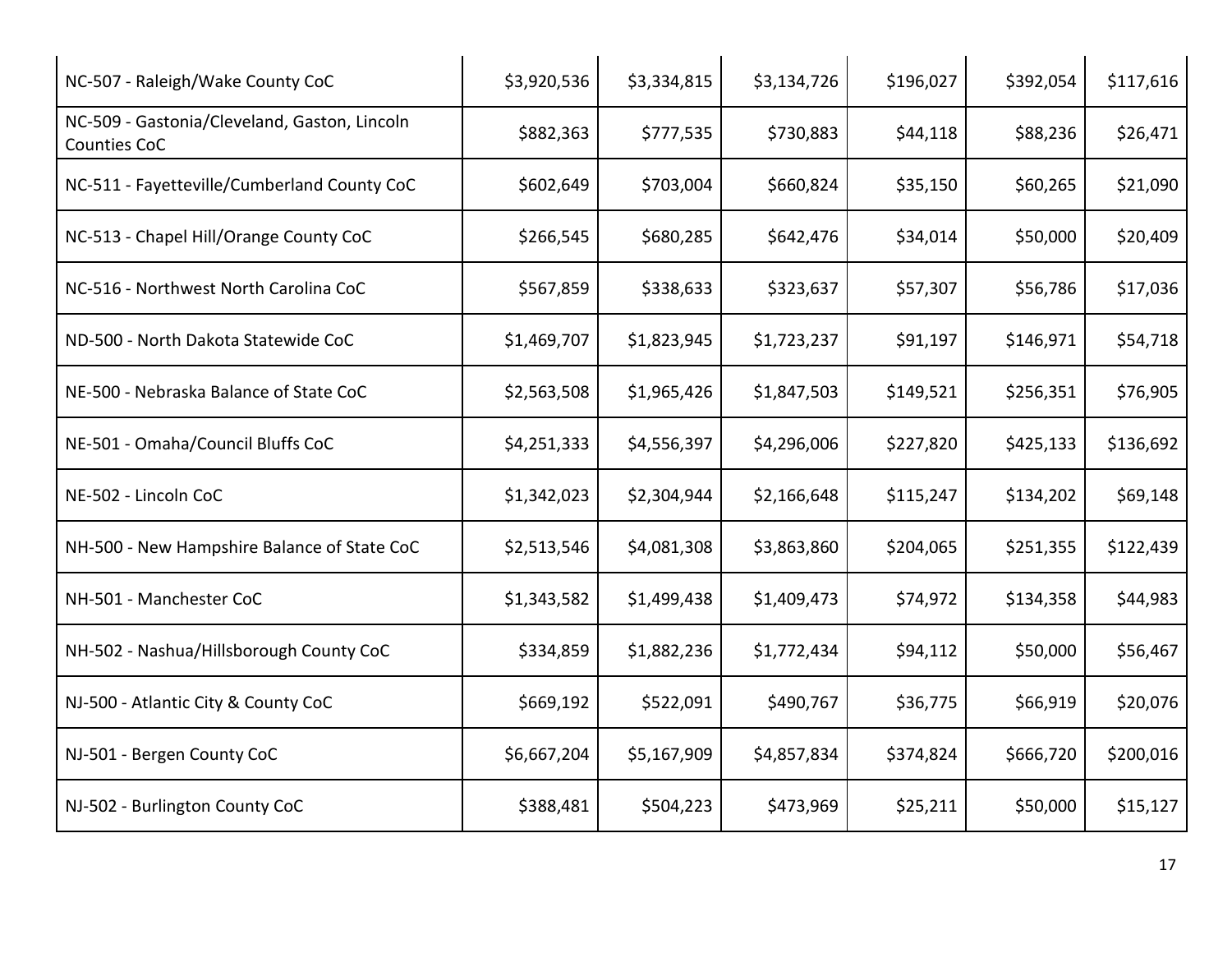| | | | | | | |
|---|---|---|---|---|---|---|
| NC-507 - Raleigh/Wake County CoC | $3,920,536 | $3,334,815 | $3,134,726 | $196,027 | $392,054 | $117,616 |
| NC-509 - Gastonia/Cleveland, Gaston, Lincoln Counties CoC | $882,363 | $777,535 | $730,883 | $44,118 | $88,236 | $26,471 |
| NC-511 - Fayetteville/Cumberland County CoC | $602,649 | $703,004 | $660,824 | $35,150 | $60,265 | $21,090 |
| NC-513 - Chapel Hill/Orange County CoC | $266,545 | $680,285 | $642,476 | $34,014 | $50,000 | $20,409 |
| NC-516 - Northwest North Carolina CoC | $567,859 | $338,633 | $323,637 | $57,307 | $56,786 | $17,036 |
| ND-500 - North Dakota Statewide CoC | $1,469,707 | $1,823,945 | $1,723,237 | $91,197 | $146,971 | $54,718 |
| NE-500 - Nebraska Balance of State CoC | $2,563,508 | $1,965,426 | $1,847,503 | $149,521 | $256,351 | $76,905 |
| NE-501 - Omaha/Council Bluffs CoC | $4,251,333 | $4,556,397 | $4,296,006 | $227,820 | $425,133 | $136,692 |
| NE-502 - Lincoln CoC | $1,342,023 | $2,304,944 | $2,166,648 | $115,247 | $134,202 | $69,148 |
| NH-500 - New Hampshire Balance of State CoC | $2,513,546 | $4,081,308 | $3,863,860 | $204,065 | $251,355 | $122,439 |
| NH-501 - Manchester CoC | $1,343,582 | $1,499,438 | $1,409,473 | $74,972 | $134,358 | $44,983 |
| NH-502 - Nashua/Hillsborough County CoC | $334,859 | $1,882,236 | $1,772,434 | $94,112 | $50,000 | $56,467 |
| NJ-500 - Atlantic City & County CoC | $669,192 | $522,091 | $490,767 | $36,775 | $66,919 | $20,076 |
| NJ-501 - Bergen County CoC | $6,667,204 | $5,167,909 | $4,857,834 | $374,824 | $666,720 | $200,016 |
| NJ-502 - Burlington County CoC | $388,481 | $504,223 | $473,969 | $25,211 | $50,000 | $15,127 |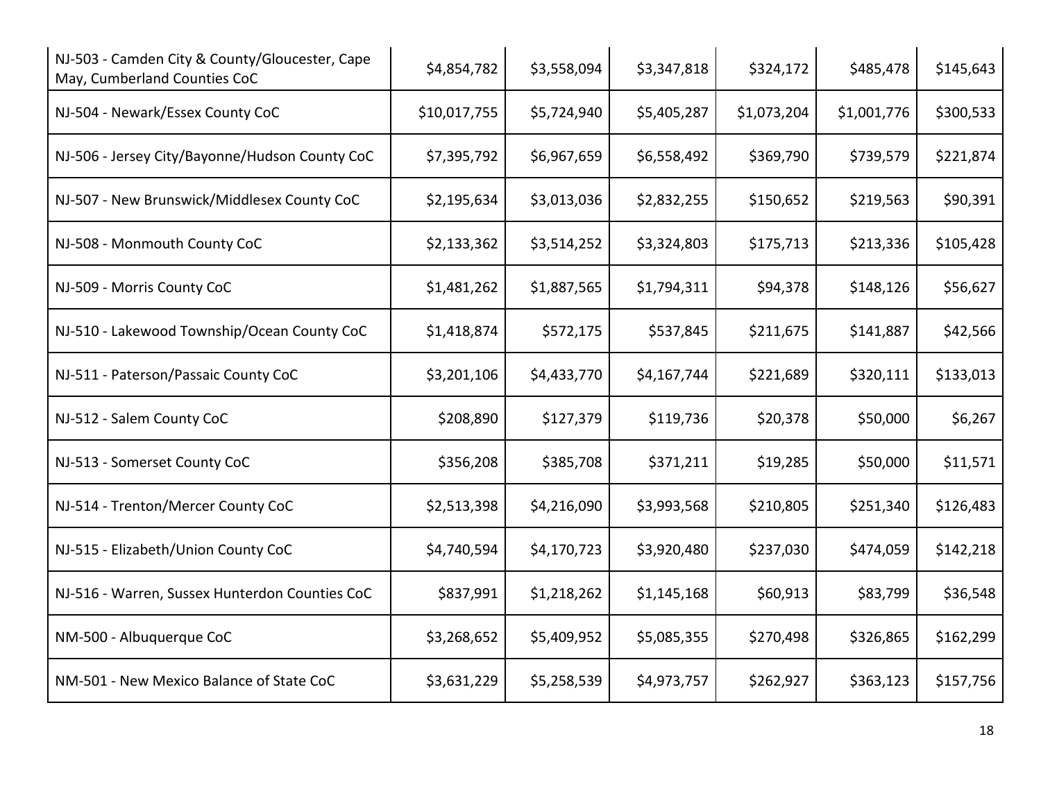| | | | | | | |
|---|---|---|---|---|---|---|
| NJ-503 - Camden City & County/Gloucester, Cape May, Cumberland Counties CoC | $4,854,782 | $3,558,094 | $3,347,818 | $324,172 | $485,478 | $145,643 |
| NJ-504 - Newark/Essex County CoC | $10,017,755 | $5,724,940 | $5,405,287 | $1,073,204 | $1,001,776 | $300,533 |
| NJ-506 - Jersey City/Bayonne/Hudson County CoC | $7,395,792 | $6,967,659 | $6,558,492 | $369,790 | $739,579 | $221,874 |
| NJ-507 - New Brunswick/Middlesex County CoC | $2,195,634 | $3,013,036 | $2,832,255 | $150,652 | $219,563 | $90,391 |
| NJ-508 - Monmouth County CoC | $2,133,362 | $3,514,252 | $3,324,803 | $175,713 | $213,336 | $105,428 |
| NJ-509 - Morris County CoC | $1,481,262 | $1,887,565 | $1,794,311 | $94,378 | $148,126 | $56,627 |
| NJ-510 - Lakewood Township/Ocean County CoC | $1,418,874 | $572,175 | $537,845 | $211,675 | $141,887 | $42,566 |
| NJ-511 - Paterson/Passaic County CoC | $3,201,106 | $4,433,770 | $4,167,744 | $221,689 | $320,111 | $133,013 |
| NJ-512 - Salem County CoC | $208,890 | $127,379 | $119,736 | $20,378 | $50,000 | $6,267 |
| NJ-513 - Somerset County CoC | $356,208 | $385,708 | $371,211 | $19,285 | $50,000 | $11,571 |
| NJ-514 - Trenton/Mercer County CoC | $2,513,398 | $4,216,090 | $3,993,568 | $210,805 | $251,340 | $126,483 |
| NJ-515 - Elizabeth/Union County CoC | $4,740,594 | $4,170,723 | $3,920,480 | $237,030 | $474,059 | $142,218 |
| NJ-516 - Warren, Sussex Hunterdon Counties CoC | $837,991 | $1,218,262 | $1,145,168 | $60,913 | $83,799 | $36,548 |
| NM-500 - Albuquerque CoC | $3,268,652 | $5,409,952 | $5,085,355 | $270,498 | $326,865 | $162,299 |
| NM-501 - New Mexico Balance of State CoC | $3,631,229 | $5,258,539 | $4,973,757 | $262,927 | $363,123 | $157,756 |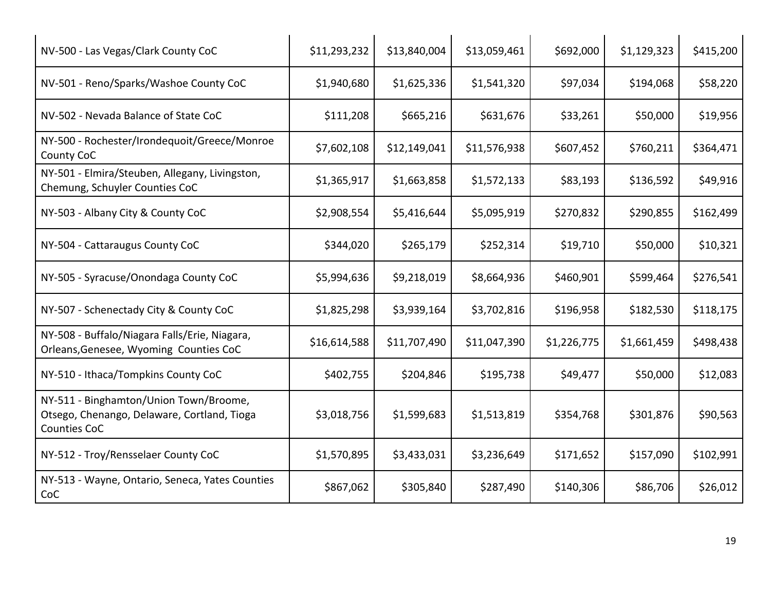| | | | | | | |
|---|---|---|---|---|---|---|
| NV-500 - Las Vegas/Clark County CoC | $11,293,232 | $13,840,004 | $13,059,461 | $692,000 | $1,129,323 | $415,200 |
| NV-501 - Reno/Sparks/Washoe County CoC | $1,940,680 | $1,625,336 | $1,541,320 | $97,034 | $194,068 | $58,220 |
| NV-502 - Nevada Balance of State CoC | $111,208 | $665,216 | $631,676 | $33,261 | $50,000 | $19,956 |
| NY-500 - Rochester/Irondequoit/Greece/Monroe County CoC | $7,602,108 | $12,149,041 | $11,576,938 | $607,452 | $760,211 | $364,471 |
| NY-501 - Elmira/Steuben, Allegany, Livingston, Chemung, Schuyler Counties CoC | $1,365,917 | $1,663,858 | $1,572,133 | $83,193 | $136,592 | $49,916 |
| NY-503 - Albany City & County CoC | $2,908,554 | $5,416,644 | $5,095,919 | $270,832 | $290,855 | $162,499 |
| NY-504 - Cattaraugus County CoC | $344,020 | $265,179 | $252,314 | $19,710 | $50,000 | $10,321 |
| NY-505 - Syracuse/Onondaga County CoC | $5,994,636 | $9,218,019 | $8,664,936 | $460,901 | $599,464 | $276,541 |
| NY-507 - Schenectady City & County CoC | $1,825,298 | $3,939,164 | $3,702,816 | $196,958 | $182,530 | $118,175 |
| NY-508 - Buffalo/Niagara Falls/Erie, Niagara, Orleans,Genesee, Wyoming Counties CoC | $16,614,588 | $11,707,490 | $11,047,390 | $1,226,775 | $1,661,459 | $498,438 |
| NY-510 - Ithaca/Tompkins County CoC | $402,755 | $204,846 | $195,738 | $49,477 | $50,000 | $12,083 |
| NY-511 - Binghamton/Union Town/Broome, Otsego, Chenango, Delaware, Cortland, Tioga Counties CoC | $3,018,756 | $1,599,683 | $1,513,819 | $354,768 | $301,876 | $90,563 |
| NY-512 - Troy/Rensselaer County CoC | $1,570,895 | $3,433,031 | $3,236,649 | $171,652 | $157,090 | $102,991 |
| NY-513 - Wayne, Ontario, Seneca, Yates Counties CoC | $867,062 | $305,840 | $287,490 | $140,306 | $86,706 | $26,012 |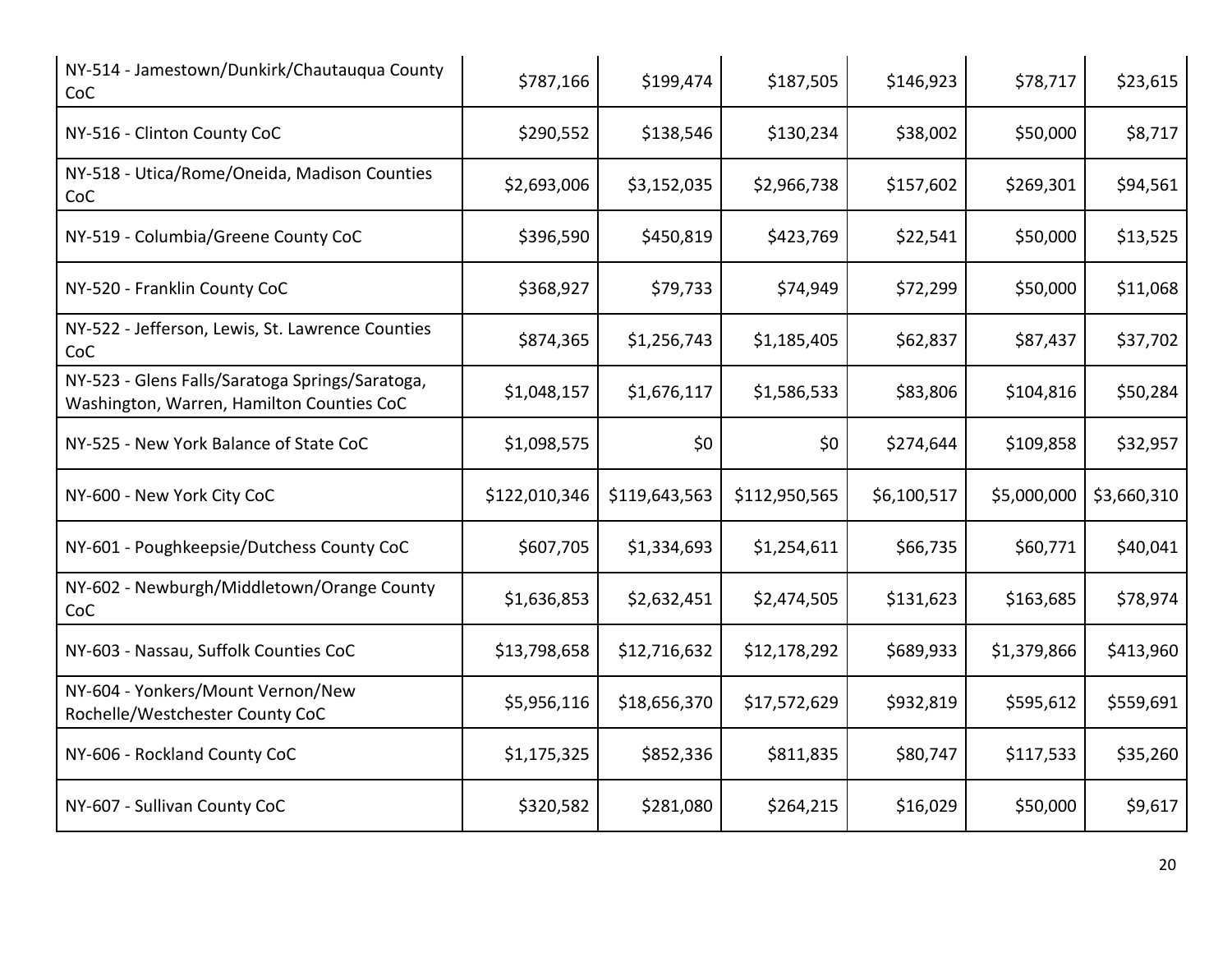| | | | | | | |
|---|---|---|---|---|---|---|
| NY-514 - Jamestown/Dunkirk/Chautauqua County CoC | $787,166 | $199,474 | $187,505 | $146,923 | $78,717 | $23,615 |
| NY-516 - Clinton County CoC | $290,552 | $138,546 | $130,234 | $38,002 | $50,000 | $8,717 |
| NY-518 - Utica/Rome/Oneida, Madison Counties CoC | $2,693,006 | $3,152,035 | $2,966,738 | $157,602 | $269,301 | $94,561 |
| NY-519 - Columbia/Greene County CoC | $396,590 | $450,819 | $423,769 | $22,541 | $50,000 | $13,525 |
| NY-520 - Franklin County CoC | $368,927 | $79,733 | $74,949 | $72,299 | $50,000 | $11,068 |
| NY-522 - Jefferson, Lewis, St. Lawrence Counties CoC | $874,365 | $1,256,743 | $1,185,405 | $62,837 | $87,437 | $37,702 |
| NY-523 - Glens Falls/Saratoga Springs/Saratoga, Washington, Warren, Hamilton Counties CoC | $1,048,157 | $1,676,117 | $1,586,533 | $83,806 | $104,816 | $50,284 |
| NY-525 - New York Balance of State CoC | $1,098,575 | $0 | $0 | $274,644 | $109,858 | $32,957 |
| NY-600 - New York City CoC | $122,010,346 | $119,643,563 | $112,950,565 | $6,100,517 | $5,000,000 | $3,660,310 |
| NY-601 - Poughkeepsie/Dutchess County CoC | $607,705 | $1,334,693 | $1,254,611 | $66,735 | $60,771 | $40,041 |
| NY-602 - Newburgh/Middletown/Orange County CoC | $1,636,853 | $2,632,451 | $2,474,505 | $131,623 | $163,685 | $78,974 |
| NY-603 - Nassau, Suffolk Counties CoC | $13,798,658 | $12,716,632 | $12,178,292 | $689,933 | $1,379,866 | $413,960 |
| NY-604 - Yonkers/Mount Vernon/New Rochelle/Westchester County CoC | $5,956,116 | $18,656,370 | $17,572,629 | $932,819 | $595,612 | $559,691 |
| NY-606 - Rockland County CoC | $1,175,325 | $852,336 | $811,835 | $80,747 | $117,533 | $35,260 |
| NY-607 - Sullivan County CoC | $320,582 | $281,080 | $264,215 | $16,029 | $50,000 | $9,617 |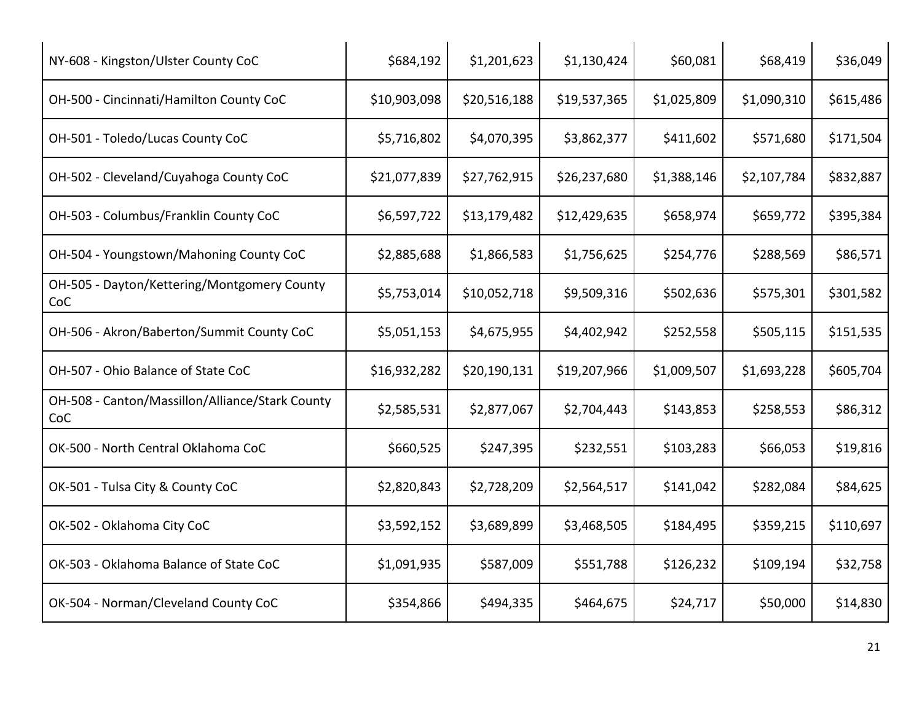| | | | | | | |
|---|---|---|---|---|---|---|
| NY-608 - Kingston/Ulster County CoC | $684,192 | $1,201,623 | $1,130,424 | $60,081 | $68,419 | $36,049 |
| OH-500 - Cincinnati/Hamilton County CoC | $10,903,098 | $20,516,188 | $19,537,365 | $1,025,809 | $1,090,310 | $615,486 |
| OH-501 - Toledo/Lucas County CoC | $5,716,802 | $4,070,395 | $3,862,377 | $411,602 | $571,680 | $171,504 |
| OH-502 - Cleveland/Cuyahoga County CoC | $21,077,839 | $27,762,915 | $26,237,680 | $1,388,146 | $2,107,784 | $832,887 |
| OH-503 - Columbus/Franklin County CoC | $6,597,722 | $13,179,482 | $12,429,635 | $658,974 | $659,772 | $395,384 |
| OH-504 - Youngstown/Mahoning County CoC | $2,885,688 | $1,866,583 | $1,756,625 | $254,776 | $288,569 | $86,571 |
| OH-505 - Dayton/Kettering/Montgomery County CoC | $5,753,014 | $10,052,718 | $9,509,316 | $502,636 | $575,301 | $301,582 |
| OH-506 - Akron/Baberton/Summit County CoC | $5,051,153 | $4,675,955 | $4,402,942 | $252,558 | $505,115 | $151,535 |
| OH-507 - Ohio Balance of State CoC | $16,932,282 | $20,190,131 | $19,207,966 | $1,009,507 | $1,693,228 | $605,704 |
| OH-508 - Canton/Massillon/Alliance/Stark County CoC | $2,585,531 | $2,877,067 | $2,704,443 | $143,853 | $258,553 | $86,312 |
| OK-500 - North Central Oklahoma CoC | $660,525 | $247,395 | $232,551 | $103,283 | $66,053 | $19,816 |
| OK-501 - Tulsa City & County CoC | $2,820,843 | $2,728,209 | $2,564,517 | $141,042 | $282,084 | $84,625 |
| OK-502 - Oklahoma City CoC | $3,592,152 | $3,689,899 | $3,468,505 | $184,495 | $359,215 | $110,697 |
| OK-503 - Oklahoma Balance of State CoC | $1,091,935 | $587,009 | $551,788 | $126,232 | $109,194 | $32,758 |
| OK-504 - Norman/Cleveland County CoC | $354,866 | $494,335 | $464,675 | $24,717 | $50,000 | $14,830 |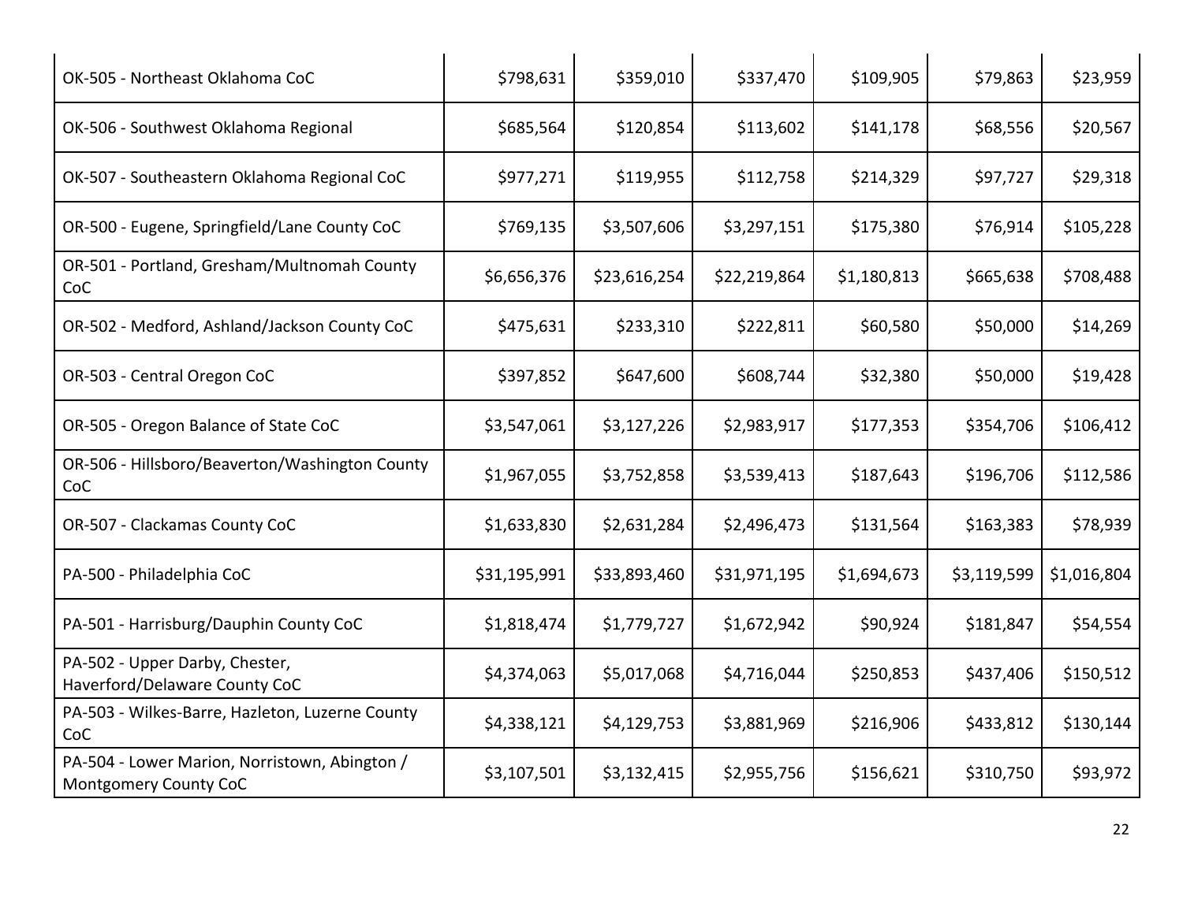| | | | | | | |
|---|---|---|---|---|---|---|
| OK-505 - Northeast Oklahoma CoC | $798,631 | $359,010 | $337,470 | $109,905 | $79,863 | $23,959 |
| OK-506 - Southwest Oklahoma Regional | $685,564 | $120,854 | $113,602 | $141,178 | $68,556 | $20,567 |
| OK-507 - Southeastern Oklahoma Regional CoC | $977,271 | $119,955 | $112,758 | $214,329 | $97,727 | $29,318 |
| OR-500 - Eugene, Springfield/Lane County CoC | $769,135 | $3,507,606 | $3,297,151 | $175,380 | $76,914 | $105,228 |
| OR-501 - Portland, Gresham/Multnomah County CoC | $6,656,376 | $23,616,254 | $22,219,864 | $1,180,813 | $665,638 | $708,488 |
| OR-502 - Medford, Ashland/Jackson County CoC | $475,631 | $233,310 | $222,811 | $60,580 | $50,000 | $14,269 |
| OR-503 - Central Oregon CoC | $397,852 | $647,600 | $608,744 | $32,380 | $50,000 | $19,428 |
| OR-505 - Oregon Balance of State CoC | $3,547,061 | $3,127,226 | $2,983,917 | $177,353 | $354,706 | $106,412 |
| OR-506 - Hillsboro/Beaverton/Washington County CoC | $1,967,055 | $3,752,858 | $3,539,413 | $187,643 | $196,706 | $112,586 |
| OR-507 - Clackamas County CoC | $1,633,830 | $2,631,284 | $2,496,473 | $131,564 | $163,383 | $78,939 |
| PA-500 - Philadelphia CoC | $31,195,991 | $33,893,460 | $31,971,195 | $1,694,673 | $3,119,599 | $1,016,804 |
| PA-501 - Harrisburg/Dauphin County CoC | $1,818,474 | $1,779,727 | $1,672,942 | $90,924 | $181,847 | $54,554 |
| PA-502 - Upper Darby, Chester, Haverford/Delaware County CoC | $4,374,063 | $5,017,068 | $4,716,044 | $250,853 | $437,406 | $150,512 |
| PA-503 - Wilkes-Barre, Hazleton, Luzerne County CoC | $4,338,121 | $4,129,753 | $3,881,969 | $216,906 | $433,812 | $130,144 |
| PA-504 - Lower Marion, Norristown, Abington / Montgomery County CoC | $3,107,501 | $3,132,415 | $2,955,756 | $156,621 | $310,750 | $93,972 |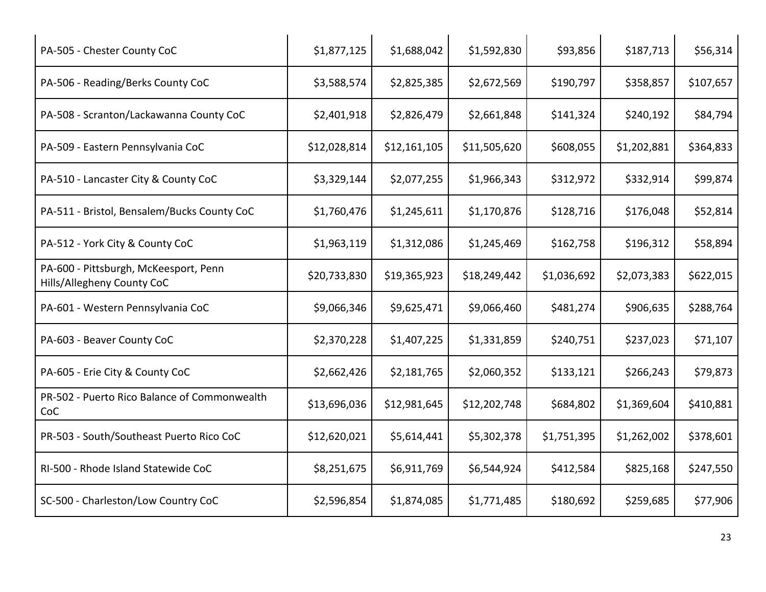| | | | | | | |
|---|---|---|---|---|---|---|
| PA-505 - Chester County CoC | $1,877,125 | $1,688,042 | $1,592,830 | $93,856 | $187,713 | $56,314 |
| PA-506 - Reading/Berks County CoC | $3,588,574 | $2,825,385 | $2,672,569 | $190,797 | $358,857 | $107,657 |
| PA-508 - Scranton/Lackawanna County CoC | $2,401,918 | $2,826,479 | $2,661,848 | $141,324 | $240,192 | $84,794 |
| PA-509 - Eastern Pennsylvania CoC | $12,028,814 | $12,161,105 | $11,505,620 | $608,055 | $1,202,881 | $364,833 |
| PA-510 - Lancaster City & County CoC | $3,329,144 | $2,077,255 | $1,966,343 | $312,972 | $332,914 | $99,874 |
| PA-511 - Bristol, Bensalem/Bucks County CoC | $1,760,476 | $1,245,611 | $1,170,876 | $128,716 | $176,048 | $52,814 |
| PA-512 - York City & County CoC | $1,963,119 | $1,312,086 | $1,245,469 | $162,758 | $196,312 | $58,894 |
| PA-600 - Pittsburgh, McKeesport, Penn Hills/Allegheny County CoC | $20,733,830 | $19,365,923 | $18,249,442 | $1,036,692 | $2,073,383 | $622,015 |
| PA-601 - Western Pennsylvania CoC | $9,066,346 | $9,625,471 | $9,066,460 | $481,274 | $906,635 | $288,764 |
| PA-603 - Beaver County CoC | $2,370,228 | $1,407,225 | $1,331,859 | $240,751 | $237,023 | $71,107 |
| PA-605 - Erie City & County CoC | $2,662,426 | $2,181,765 | $2,060,352 | $133,121 | $266,243 | $79,873 |
| PR-502 - Puerto Rico Balance of Commonwealth CoC | $13,696,036 | $12,981,645 | $12,202,748 | $684,802 | $1,369,604 | $410,881 |
| PR-503 - South/Southeast Puerto Rico CoC | $12,620,021 | $5,614,441 | $5,302,378 | $1,751,395 | $1,262,002 | $378,601 |
| RI-500 - Rhode Island Statewide CoC | $8,251,675 | $6,911,769 | $6,544,924 | $412,584 | $825,168 | $247,550 |
| SC-500 - Charleston/Low Country CoC | $2,596,854 | $1,874,085 | $1,771,485 | $180,692 | $259,685 | $77,906 |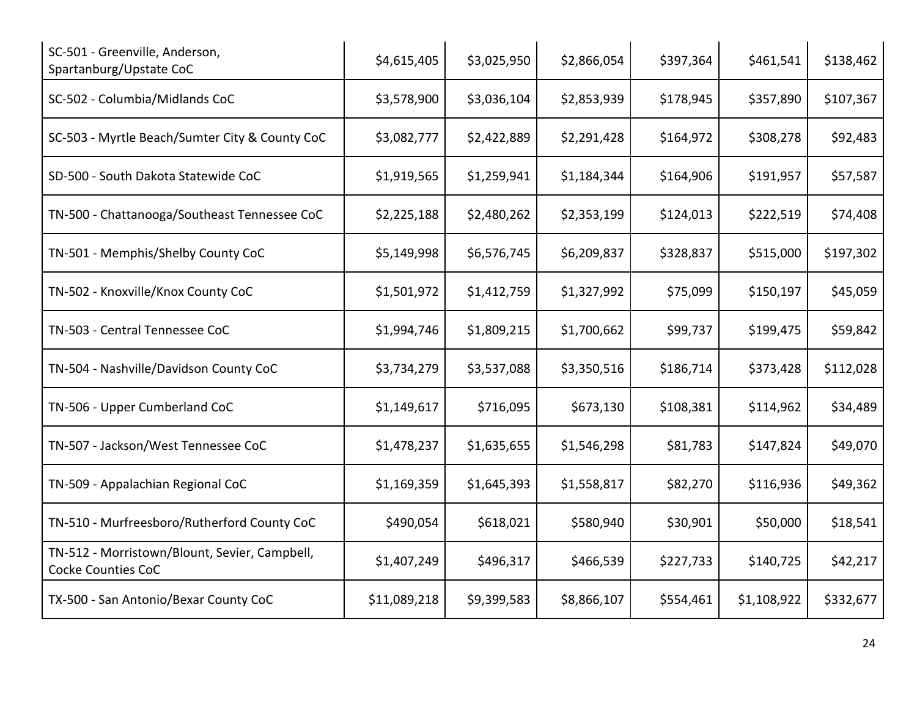| | | | | | | |
|---|---|---|---|---|---|---|
| SC-501 - Greenville, Anderson, Spartanburg/Upstate CoC | $4,615,405 | $3,025,950 | $2,866,054 | $397,364 | $461,541 | $138,462 |
| SC-502 - Columbia/Midlands CoC | $3,578,900 | $3,036,104 | $2,853,939 | $178,945 | $357,890 | $107,367 |
| SC-503 - Myrtle Beach/Sumter City & County CoC | $3,082,777 | $2,422,889 | $2,291,428 | $164,972 | $308,278 | $92,483 |
| SD-500 - South Dakota Statewide CoC | $1,919,565 | $1,259,941 | $1,184,344 | $164,906 | $191,957 | $57,587 |
| TN-500 - Chattanooga/Southeast Tennessee CoC | $2,225,188 | $2,480,262 | $2,353,199 | $124,013 | $222,519 | $74,408 |
| TN-501 - Memphis/Shelby County CoC | $5,149,998 | $6,576,745 | $6,209,837 | $328,837 | $515,000 | $197,302 |
| TN-502 - Knoxville/Knox County CoC | $1,501,972 | $1,412,759 | $1,327,992 | $75,099 | $150,197 | $45,059 |
| TN-503 - Central Tennessee CoC | $1,994,746 | $1,809,215 | $1,700,662 | $99,737 | $199,475 | $59,842 |
| TN-504 - Nashville/Davidson County CoC | $3,734,279 | $3,537,088 | $3,350,516 | $186,714 | $373,428 | $112,028 |
| TN-506 - Upper Cumberland CoC | $1,149,617 | $716,095 | $673,130 | $108,381 | $114,962 | $34,489 |
| TN-507 - Jackson/West Tennessee CoC | $1,478,237 | $1,635,655 | $1,546,298 | $81,783 | $147,824 | $49,070 |
| TN-509 - Appalachian Regional CoC | $1,169,359 | $1,645,393 | $1,558,817 | $82,270 | $116,936 | $49,362 |
| TN-510 - Murfreesboro/Rutherford County CoC | $490,054 | $618,021 | $580,940 | $30,901 | $50,000 | $18,541 |
| TN-512 - Morristown/Blount, Sevier, Campbell, Cocke Counties CoC | $1,407,249 | $496,317 | $466,539 | $227,733 | $140,725 | $42,217 |
| TX-500 - San Antonio/Bexar County CoC | $11,089,218 | $9,399,583 | $8,866,107 | $554,461 | $1,108,922 | $332,677 |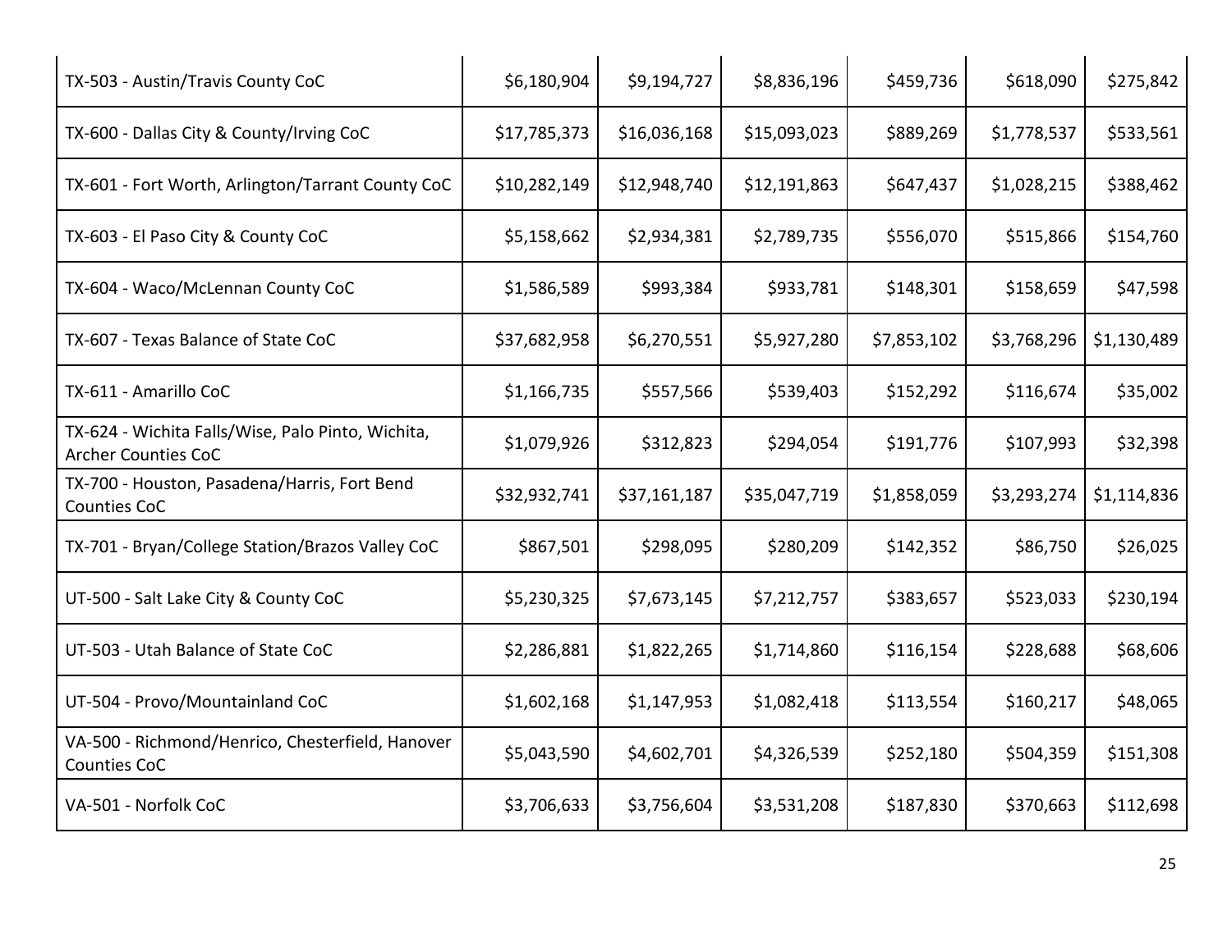| | | | | | | |
|---|---|---|---|---|---|---|
| TX-503 - Austin/Travis County CoC | $6,180,904 | $9,194,727 | $8,836,196 | $459,736 | $618,090 | $275,842 |
| TX-600 - Dallas City & County/Irving CoC | $17,785,373 | $16,036,168 | $15,093,023 | $889,269 | $1,778,537 | $533,561 |
| TX-601 - Fort Worth, Arlington/Tarrant County CoC | $10,282,149 | $12,948,740 | $12,191,863 | $647,437 | $1,028,215 | $388,462 |
| TX-603 - El Paso City & County CoC | $5,158,662 | $2,934,381 | $2,789,735 | $556,070 | $515,866 | $154,760 |
| TX-604 - Waco/McLennan County CoC | $1,586,589 | $993,384 | $933,781 | $148,301 | $158,659 | $47,598 |
| TX-607 - Texas Balance of State CoC | $37,682,958 | $6,270,551 | $5,927,280 | $7,853,102 | $3,768,296 | $1,130,489 |
| TX-611 - Amarillo CoC | $1,166,735 | $557,566 | $539,403 | $152,292 | $116,674 | $35,002 |
| TX-624 - Wichita Falls/Wise, Palo Pinto, Wichita, Archer Counties CoC | $1,079,926 | $312,823 | $294,054 | $191,776 | $107,993 | $32,398 |
| TX-700 - Houston, Pasadena/Harris, Fort Bend Counties CoC | $32,932,741 | $37,161,187 | $35,047,719 | $1,858,059 | $3,293,274 | $1,114,836 |
| TX-701 - Bryan/College Station/Brazos Valley CoC | $867,501 | $298,095 | $280,209 | $142,352 | $86,750 | $26,025 |
| UT-500 - Salt Lake City & County CoC | $5,230,325 | $7,673,145 | $7,212,757 | $383,657 | $523,033 | $230,194 |
| UT-503 - Utah Balance of State CoC | $2,286,881 | $1,822,265 | $1,714,860 | $116,154 | $228,688 | $68,606 |
| UT-504 - Provo/Mountainland CoC | $1,602,168 | $1,147,953 | $1,082,418 | $113,554 | $160,217 | $48,065 |
| VA-500 - Richmond/Henrico, Chesterfield, Hanover Counties CoC | $5,043,590 | $4,602,701 | $4,326,539 | $252,180 | $504,359 | $151,308 |
| VA-501 - Norfolk CoC | $3,706,633 | $3,756,604 | $3,531,208 | $187,830 | $370,663 | $112,698 |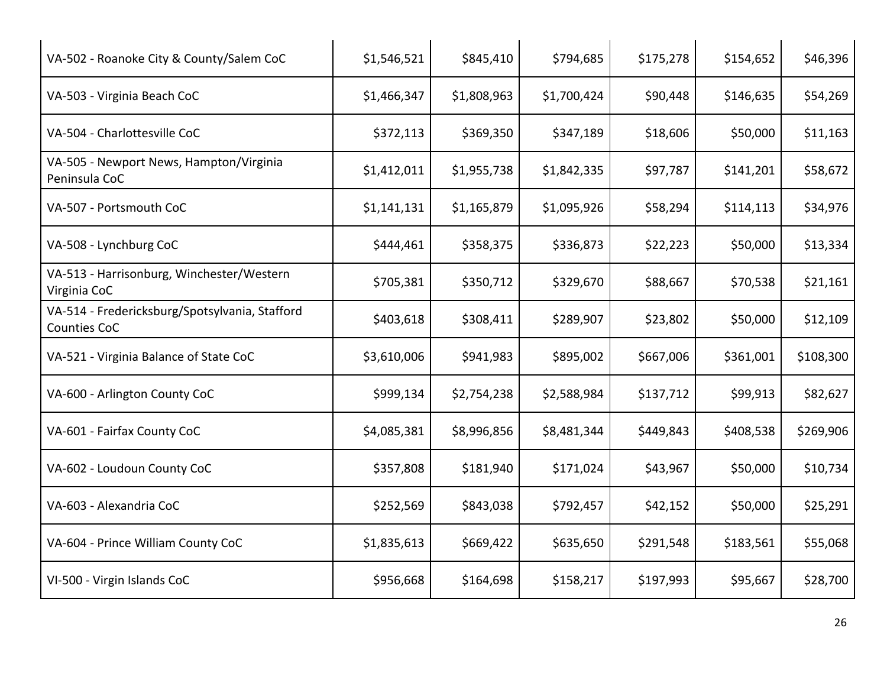| | | | | | | |
|---|---|---|---|---|---|---|
| VA-502 - Roanoke City & County/Salem CoC | $1,546,521 | $845,410 | $794,685 | $175,278 | $154,652 | $46,396 |
| VA-503 - Virginia Beach CoC | $1,466,347 | $1,808,963 | $1,700,424 | $90,448 | $146,635 | $54,269 |
| VA-504 - Charlottesville CoC | $372,113 | $369,350 | $347,189 | $18,606 | $50,000 | $11,163 |
| VA-505 - Newport News, Hampton/Virginia Peninsula CoC | $1,412,011 | $1,955,738 | $1,842,335 | $97,787 | $141,201 | $58,672 |
| VA-507 - Portsmouth CoC | $1,141,131 | $1,165,879 | $1,095,926 | $58,294 | $114,113 | $34,976 |
| VA-508 - Lynchburg CoC | $444,461 | $358,375 | $336,873 | $22,223 | $50,000 | $13,334 |
| VA-513 - Harrisonburg, Winchester/Western Virginia CoC | $705,381 | $350,712 | $329,670 | $88,667 | $70,538 | $21,161 |
| VA-514 - Fredericksburg/Spotsylvania, Stafford Counties CoC | $403,618 | $308,411 | $289,907 | $23,802 | $50,000 | $12,109 |
| VA-521 - Virginia Balance of State CoC | $3,610,006 | $941,983 | $895,002 | $667,006 | $361,001 | $108,300 |
| VA-600 - Arlington County CoC | $999,134 | $2,754,238 | $2,588,984 | $137,712 | $99,913 | $82,627 |
| VA-601 - Fairfax County CoC | $4,085,381 | $8,996,856 | $8,481,344 | $449,843 | $408,538 | $269,906 |
| VA-602 - Loudoun County CoC | $357,808 | $181,940 | $171,024 | $43,967 | $50,000 | $10,734 |
| VA-603 - Alexandria CoC | $252,569 | $843,038 | $792,457 | $42,152 | $50,000 | $25,291 |
| VA-604 - Prince William County CoC | $1,835,613 | $669,422 | $635,650 | $291,548 | $183,561 | $55,068 |
| VI-500 - Virgin Islands CoC | $956,668 | $164,698 | $158,217 | $197,993 | $95,667 | $28,700 |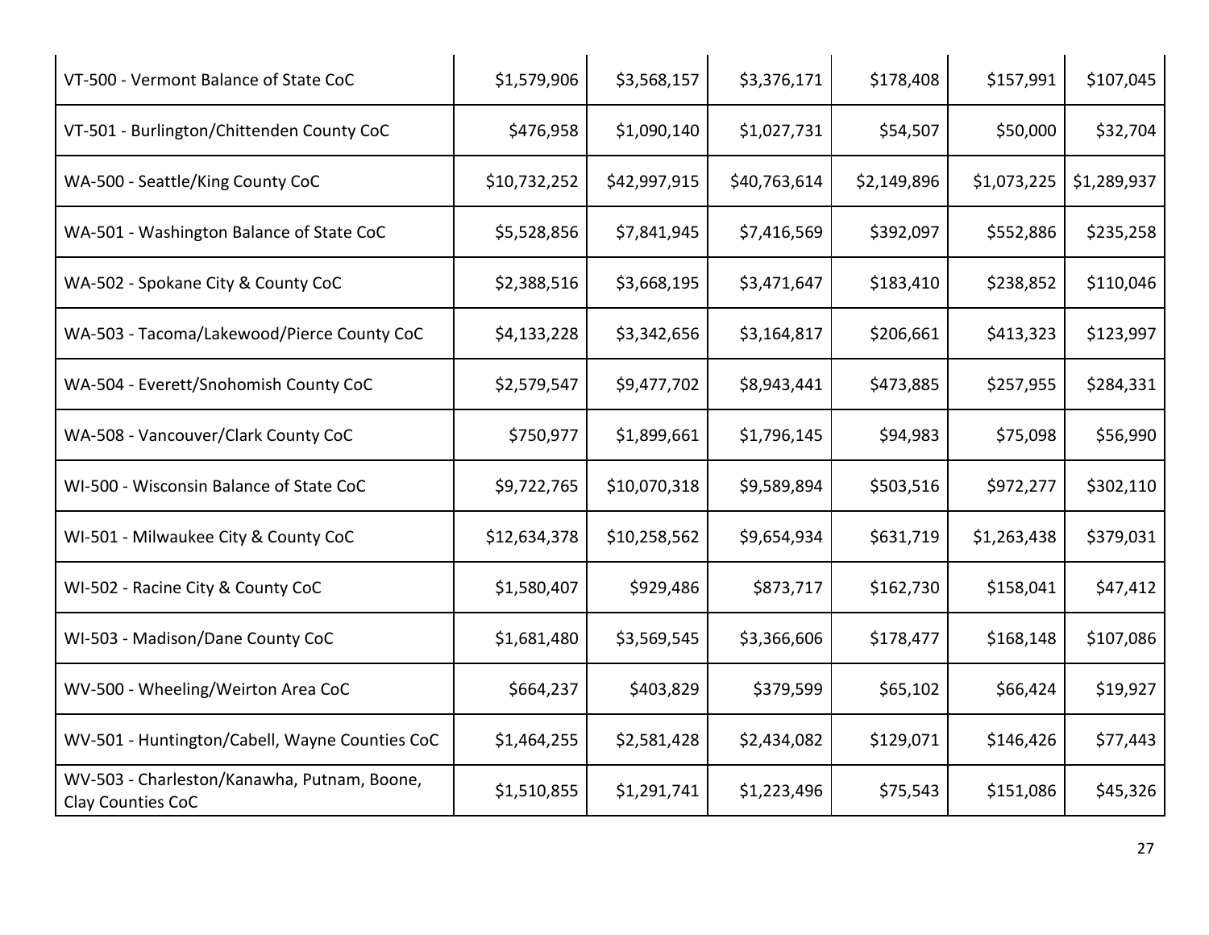| | | | | | | |
|---|---|---|---|---|---|---|
| VT-500 - Vermont Balance of State CoC | $1,579,906 | $3,568,157 | $3,376,171 | $178,408 | $157,991 | $107,045 |
| VT-501 - Burlington/Chittenden County CoC | $476,958 | $1,090,140 | $1,027,731 | $54,507 | $50,000 | $32,704 |
| WA-500 - Seattle/King County CoC | $10,732,252 | $42,997,915 | $40,763,614 | $2,149,896 | $1,073,225 | $1,289,937 |
| WA-501 - Washington Balance of State CoC | $5,528,856 | $7,841,945 | $7,416,569 | $392,097 | $552,886 | $235,258 |
| WA-502 - Spokane City & County CoC | $2,388,516 | $3,668,195 | $3,471,647 | $183,410 | $238,852 | $110,046 |
| WA-503 - Tacoma/Lakewood/Pierce County CoC | $4,133,228 | $3,342,656 | $3,164,817 | $206,661 | $413,323 | $123,997 |
| WA-504 - Everett/Snohomish County CoC | $2,579,547 | $9,477,702 | $8,943,441 | $473,885 | $257,955 | $284,331 |
| WA-508 - Vancouver/Clark County CoC | $750,977 | $1,899,661 | $1,796,145 | $94,983 | $75,098 | $56,990 |
| WI-500 - Wisconsin Balance of State CoC | $9,722,765 | $10,070,318 | $9,589,894 | $503,516 | $972,277 | $302,110 |
| WI-501 - Milwaukee City & County CoC | $12,634,378 | $10,258,562 | $9,654,934 | $631,719 | $1,263,438 | $379,031 |
| WI-502 - Racine City & County CoC | $1,580,407 | $929,486 | $873,717 | $162,730 | $158,041 | $47,412 |
| WI-503 - Madison/Dane County CoC | $1,681,480 | $3,569,545 | $3,366,606 | $178,477 | $168,148 | $107,086 |
| WV-500 - Wheeling/Weirton Area CoC | $664,237 | $403,829 | $379,599 | $65,102 | $66,424 | $19,927 |
| WV-501 - Huntington/Cabell, Wayne Counties CoC | $1,464,255 | $2,581,428 | $2,434,082 | $129,071 | $146,426 | $77,443 |
| WV-503 - Charleston/Kanawha, Putnam, Boone, Clay Counties CoC | $1,510,855 | $1,291,741 | $1,223,496 | $75,543 | $151,086 | $45,326 |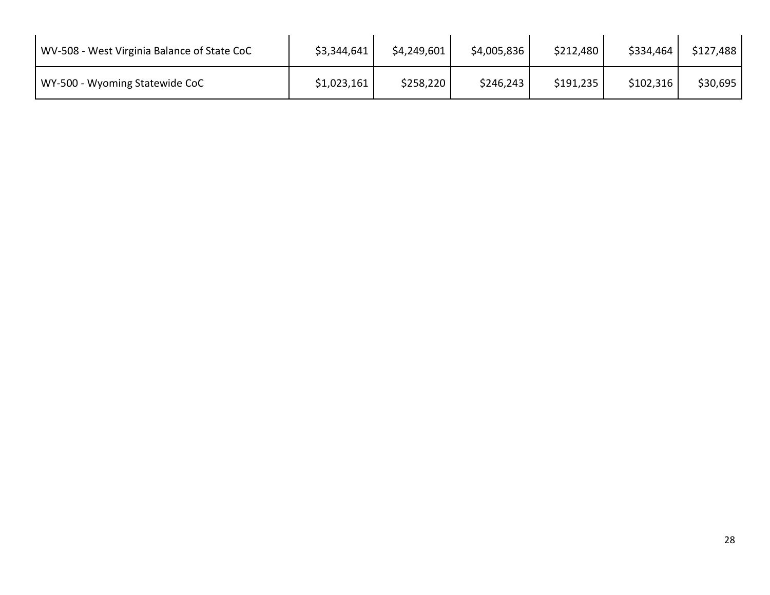| | | | | | | |
|---|---|---|---|---|---|---|
| WV-508 - West Virginia Balance of State CoC | $3,344,641 | $4,249,601 | $4,005,836 | $212,480 | $334,464 | $127,488 |
| WY-500 - Wyoming Statewide CoC | $1,023,161 | $258,220 | $246,243 | $191,235 | $102,316 | $30,695 |